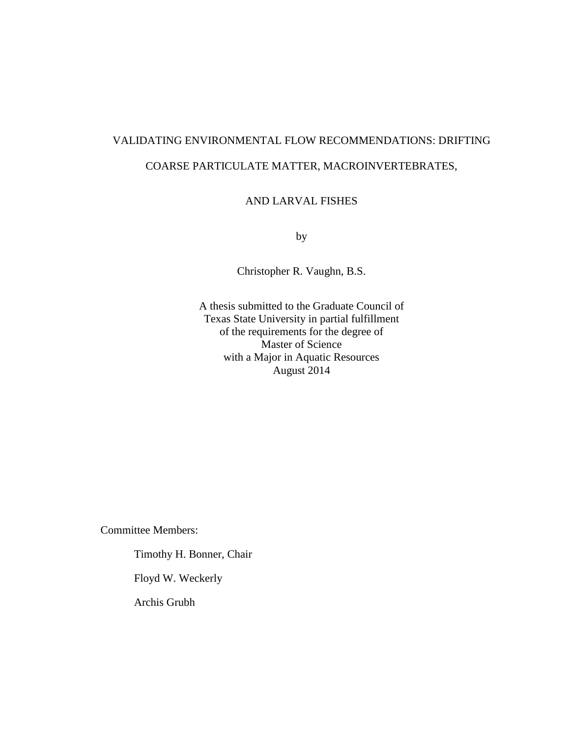# VALIDATING ENVIRONMENTAL FLOW RECOMMENDATIONS: DRIFTING COARSE PARTICULATE MATTER, MACROINVERTEBRATES, AND LARVAL FISHES

by

Christopher R. Vaughn, B.S.

A thesis submitted to the Graduate Council of
Texas State University in partial fulfillment
of the requirements for the degree of
Master of Science
with a Major in Aquatic Resources
August 2014

Committee Members:

Timothy H. Bonner, Chair

Floyd W. Weckerly

Archis Grubh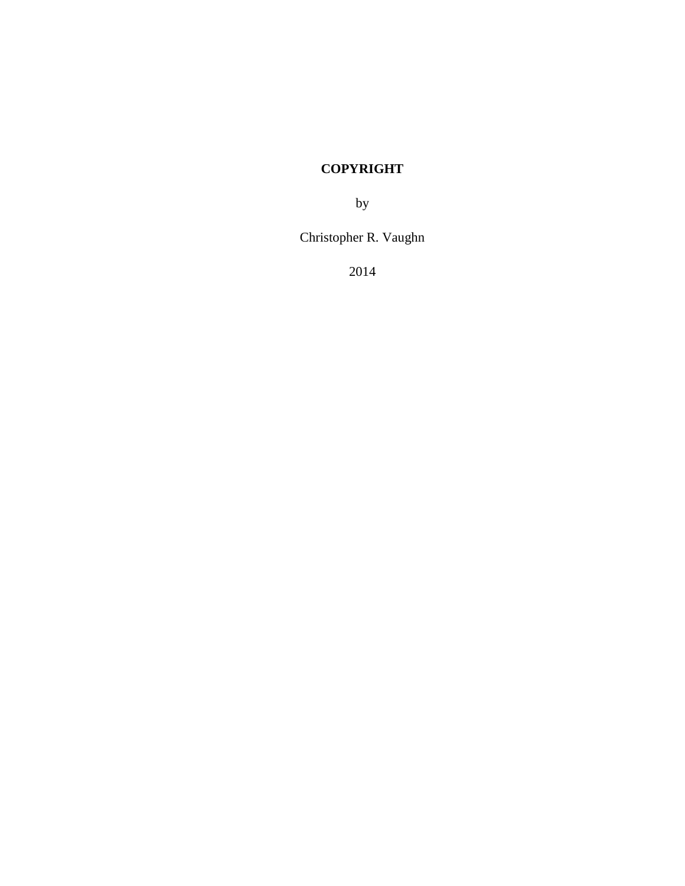**COPYRIGHT**

by

Christopher R. Vaughn

2014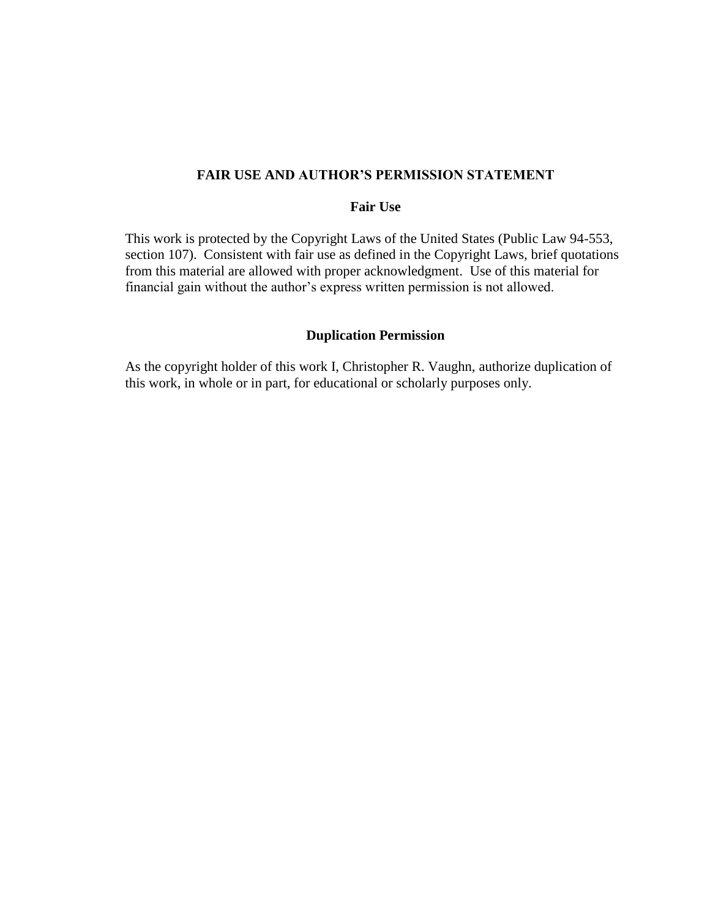## FAIR USE AND AUTHOR'S PERMISSION STATEMENT

### Fair Use

This work is protected by the Copyright Laws of the United States (Public Law 94-553, section 107). Consistent with fair use as defined in the Copyright Laws, brief quotations from this material are allowed with proper acknowledgment. Use of this material for financial gain without the author's express written permission is not allowed.

### Duplication Permission

As the copyright holder of this work I, Christopher R. Vaughn, authorize duplication of this work, in whole or in part, for educational or scholarly purposes only.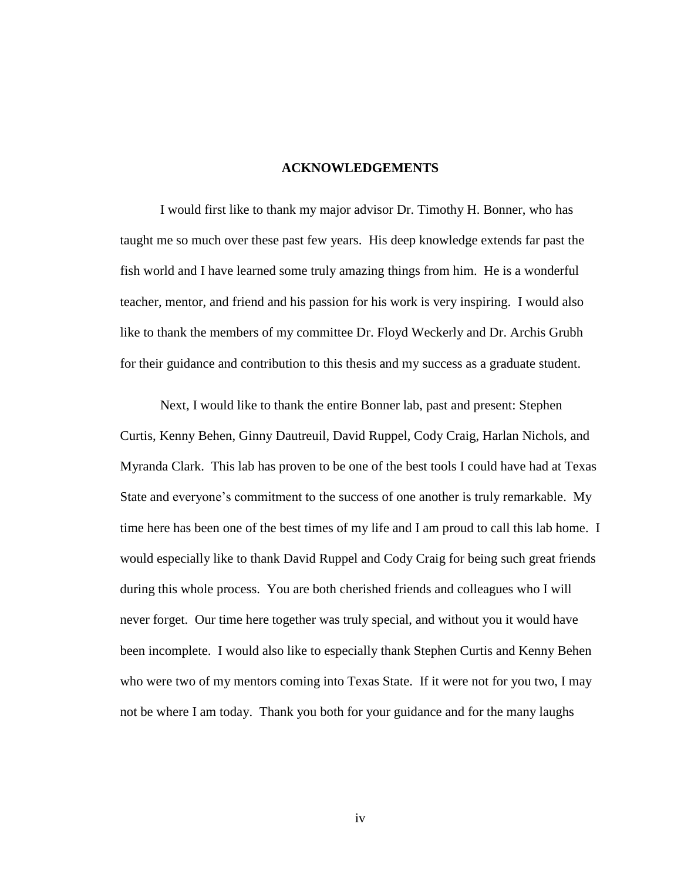## ACKNOWLEDGEMENTS

I would first like to thank my major advisor Dr. Timothy H. Bonner, who has taught me so much over these past few years. His deep knowledge extends far past the fish world and I have learned some truly amazing things from him. He is a wonderful teacher, mentor, and friend and his passion for his work is very inspiring. I would also like to thank the members of my committee Dr. Floyd Weckerly and Dr. Archis Grubh for their guidance and contribution to this thesis and my success as a graduate student.

Next, I would like to thank the entire Bonner lab, past and present: Stephen Curtis, Kenny Behen, Ginny Dautreuil, David Ruppel, Cody Craig, Harlan Nichols, and Myranda Clark. This lab has proven to be one of the best tools I could have had at Texas State and everyone's commitment to the success of one another is truly remarkable. My time here has been one of the best times of my life and I am proud to call this lab home. I would especially like to thank David Ruppel and Cody Craig for being such great friends during this whole process. You are both cherished friends and colleagues who I will never forget. Our time here together was truly special, and without you it would have been incomplete. I would also like to especially thank Stephen Curtis and Kenny Behen who were two of my mentors coming into Texas State. If it were not for you two, I may not be where I am today. Thank you both for your guidance and for the many laughs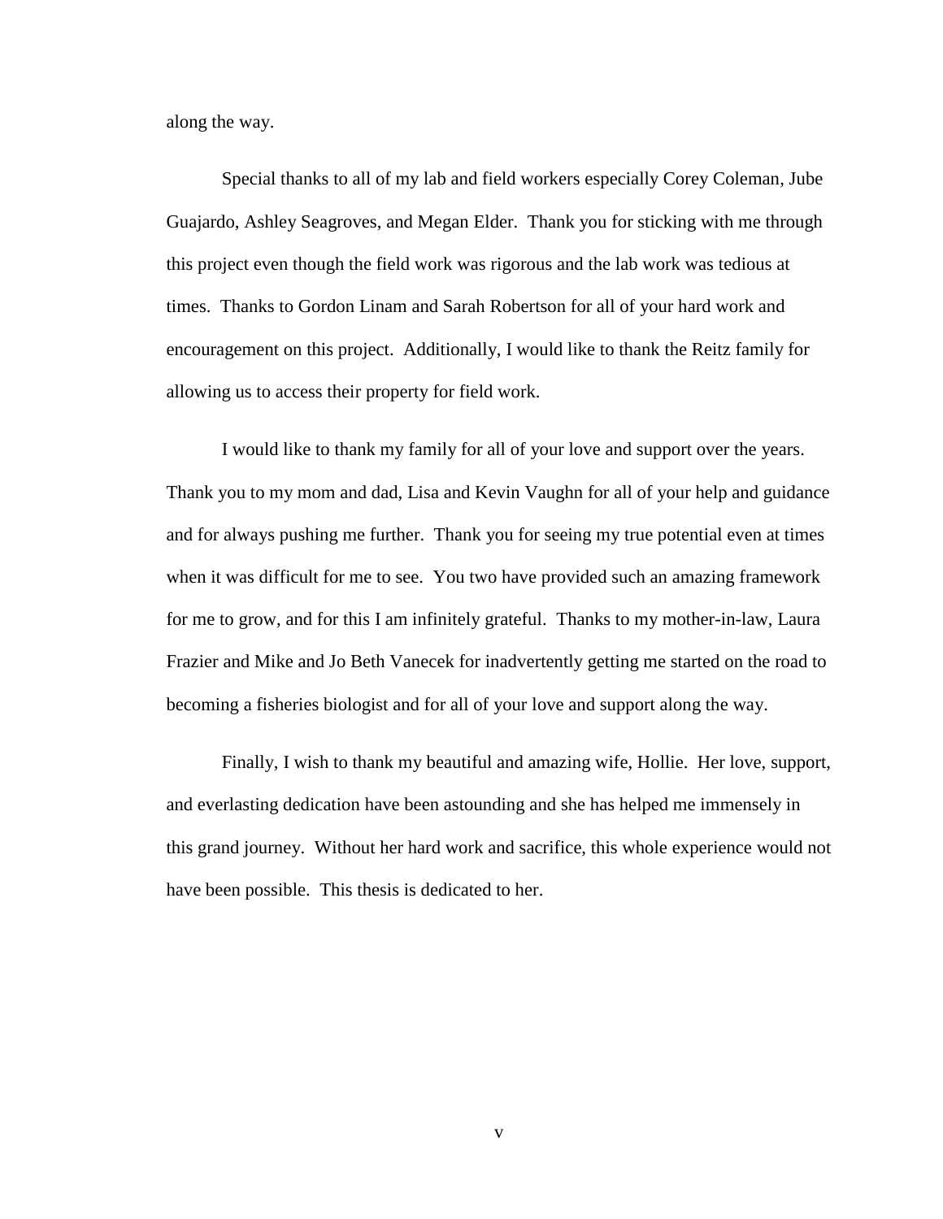along the way.

Special thanks to all of my lab and field workers especially Corey Coleman, Jube Guajardo, Ashley Seagroves, and Megan Elder. Thank you for sticking with me through this project even though the field work was rigorous and the lab work was tedious at times. Thanks to Gordon Linam and Sarah Robertson for all of your hard work and encouragement on this project. Additionally, I would like to thank the Reitz family for allowing us to access their property for field work.

I would like to thank my family for all of your love and support over the years. Thank you to my mom and dad, Lisa and Kevin Vaughn for all of your help and guidance and for always pushing me further. Thank you for seeing my true potential even at times when it was difficult for me to see. You two have provided such an amazing framework for me to grow, and for this I am infinitely grateful. Thanks to my mother-in-law, Laura Frazier and Mike and Jo Beth Vanecek for inadvertently getting me started on the road to becoming a fisheries biologist and for all of your love and support along the way.

Finally, I wish to thank my beautiful and amazing wife, Hollie. Her love, support, and everlasting dedication have been astounding and she has helped me immensely in this grand journey. Without her hard work and sacrifice, this whole experience would not have been possible. This thesis is dedicated to her.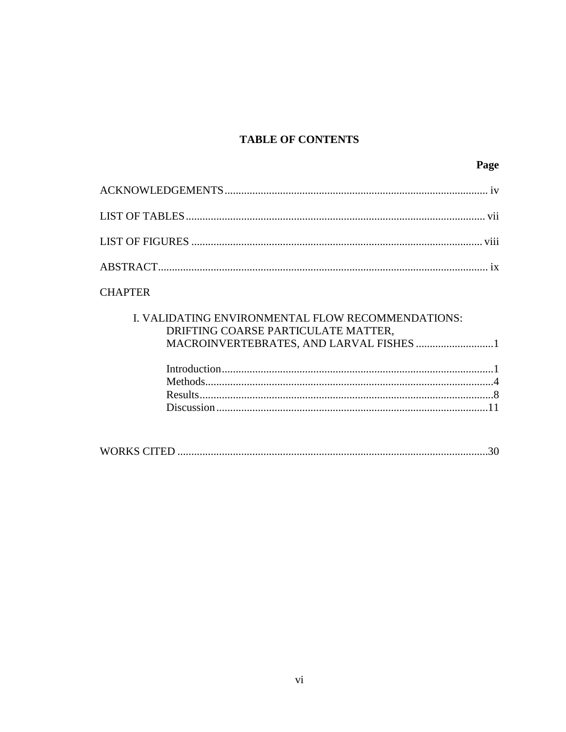# TABLE OF CONTENTS

**Page**

ACKNOWLEDGEMENTS .......... iv

LIST OF TABLES .......... vii

LIST OF FIGURES .......... viii

ABSTRACT .......... ix

CHAPTER

I. VALIDATING ENVIRONMENTAL FLOW RECOMMENDATIONS: DRIFTING COARSE PARTICULATE MATTER, MACROINVERTEBRATES, AND LARVAL FISHES .......... 1

- Introduction .......... 1
- Methods .......... 4
- Results .......... 8
- Discussion .......... 11

WORKS CITED .......... 30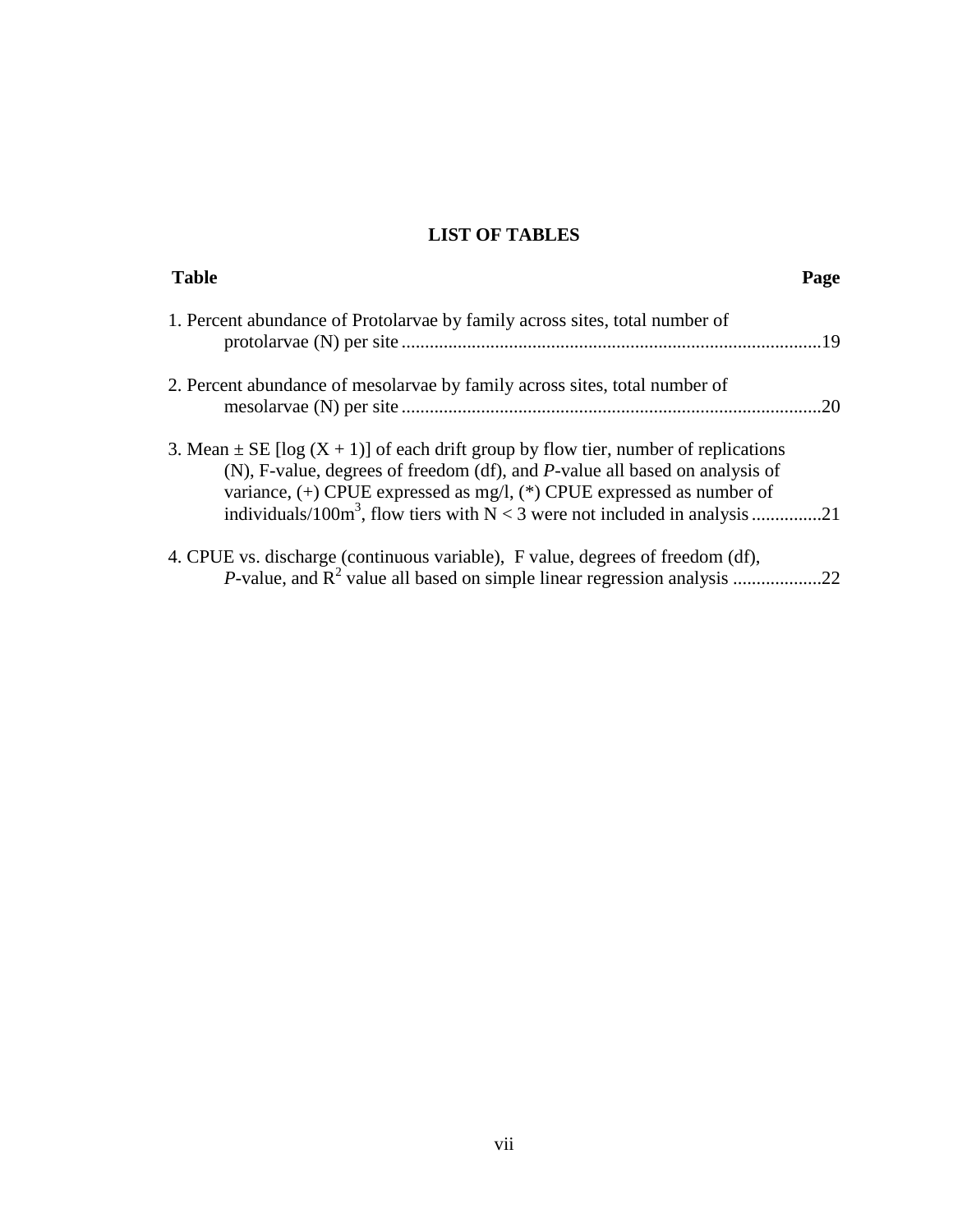# LIST OF TABLES

| Table | Page |
|---|---|
| 1. Percent abundance of Protolarvae by family across sites, total number of protolarvae (N) per site | 19 |
| 2. Percent abundance of mesolarvae by family across sites, total number of mesolarvae (N) per site | 20 |
| 3. Mean ± SE [log (X + 1)] of each drift group by flow tier, number of replications (N), F-value, degrees of freedom (df), and *P*-value all based on analysis of variance, (+) CPUE expressed as mg/l, (*) CPUE expressed as number of individuals/100m$^3$, flow tiers with N < 3 were not included in analysis | 21 |
| 4. CPUE vs. discharge (continuous variable), F value, degrees of freedom (df), *P*-value, and $R^2$ value all based on simple linear regression analysis | 22 |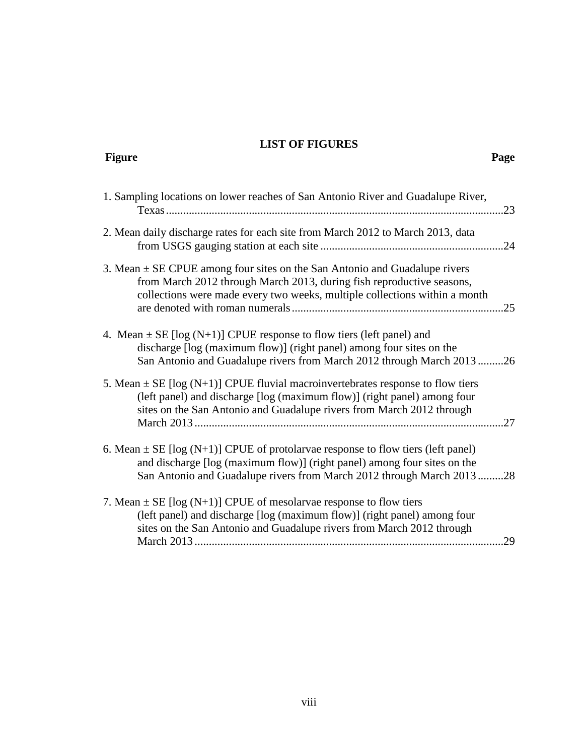## LIST OF FIGURES

**Figure** **Page**

1. Sampling locations on lower reaches of San Antonio River and Guadalupe River, Texas....................................................................................................................23

2. Mean daily discharge rates for each site from March 2012 to March 2013, data from USGS gauging station at each site ...............................................................24

3. Mean ± SE CPUE among four sites on the San Antonio and Guadalupe rivers from March 2012 through March 2013, during fish reproductive seasons, collections were made every two weeks, multiple collections within a month are denoted with roman numerals........................................................................25

4. Mean ± SE [log (N+1)] CPUE response to flow tiers (left panel) and discharge [log (maximum flow)] (right panel) among four sites on the San Antonio and Guadalupe rivers from March 2012 through March 2013.........26

5. Mean ± SE [log (N+1)] CPUE fluvial macroinvertebrates response to flow tiers (left panel) and discharge [log (maximum flow)] (right panel) among four sites on the San Antonio and Guadalupe rivers from March 2012 through March 2013..........................................................................................................27

6. Mean ± SE [log (N+1)] CPUE of protolarvae response to flow tiers (left panel) and discharge [log (maximum flow)] (right panel) among four sites on the San Antonio and Guadalupe rivers from March 2012 through March 2013.........28

7. Mean ± SE [log (N+1)] CPUE of mesolarvae response to flow tiers (left panel) and discharge [log (maximum flow)] (right panel) among four sites on the San Antonio and Guadalupe rivers from March 2012 through March 2013..........................................................................................................29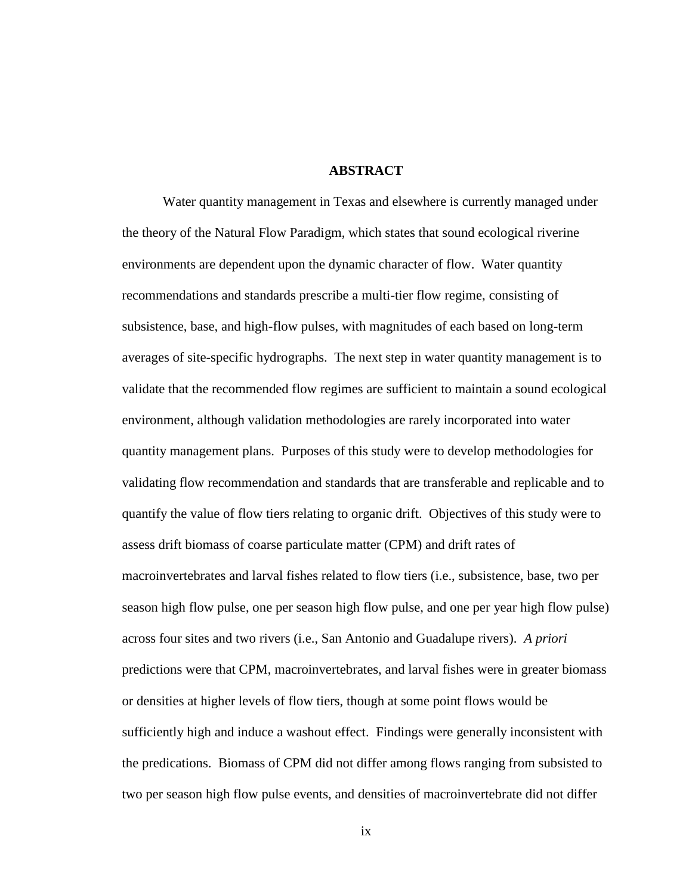## ABSTRACT

Water quantity management in Texas and elsewhere is currently managed under the theory of the Natural Flow Paradigm, which states that sound ecological riverine environments are dependent upon the dynamic character of flow. Water quantity recommendations and standards prescribe a multi-tier flow regime, consisting of subsistence, base, and high-flow pulses, with magnitudes of each based on long-term averages of site-specific hydrographs. The next step in water quantity management is to validate that the recommended flow regimes are sufficient to maintain a sound ecological environment, although validation methodologies are rarely incorporated into water quantity management plans. Purposes of this study were to develop methodologies for validating flow recommendation and standards that are transferable and replicable and to quantify the value of flow tiers relating to organic drift. Objectives of this study were to assess drift biomass of coarse particulate matter (CPM) and drift rates of macroinvertebrates and larval fishes related to flow tiers (i.e., subsistence, base, two per season high flow pulse, one per season high flow pulse, and one per year high flow pulse) across four sites and two rivers (i.e., San Antonio and Guadalupe rivers). *A priori* predictions were that CPM, macroinvertebrates, and larval fishes were in greater biomass or densities at higher levels of flow tiers, though at some point flows would be sufficiently high and induce a washout effect. Findings were generally inconsistent with the predications. Biomass of CPM did not differ among flows ranging from subsisted to two per season high flow pulse events, and densities of macroinvertebrate did not differ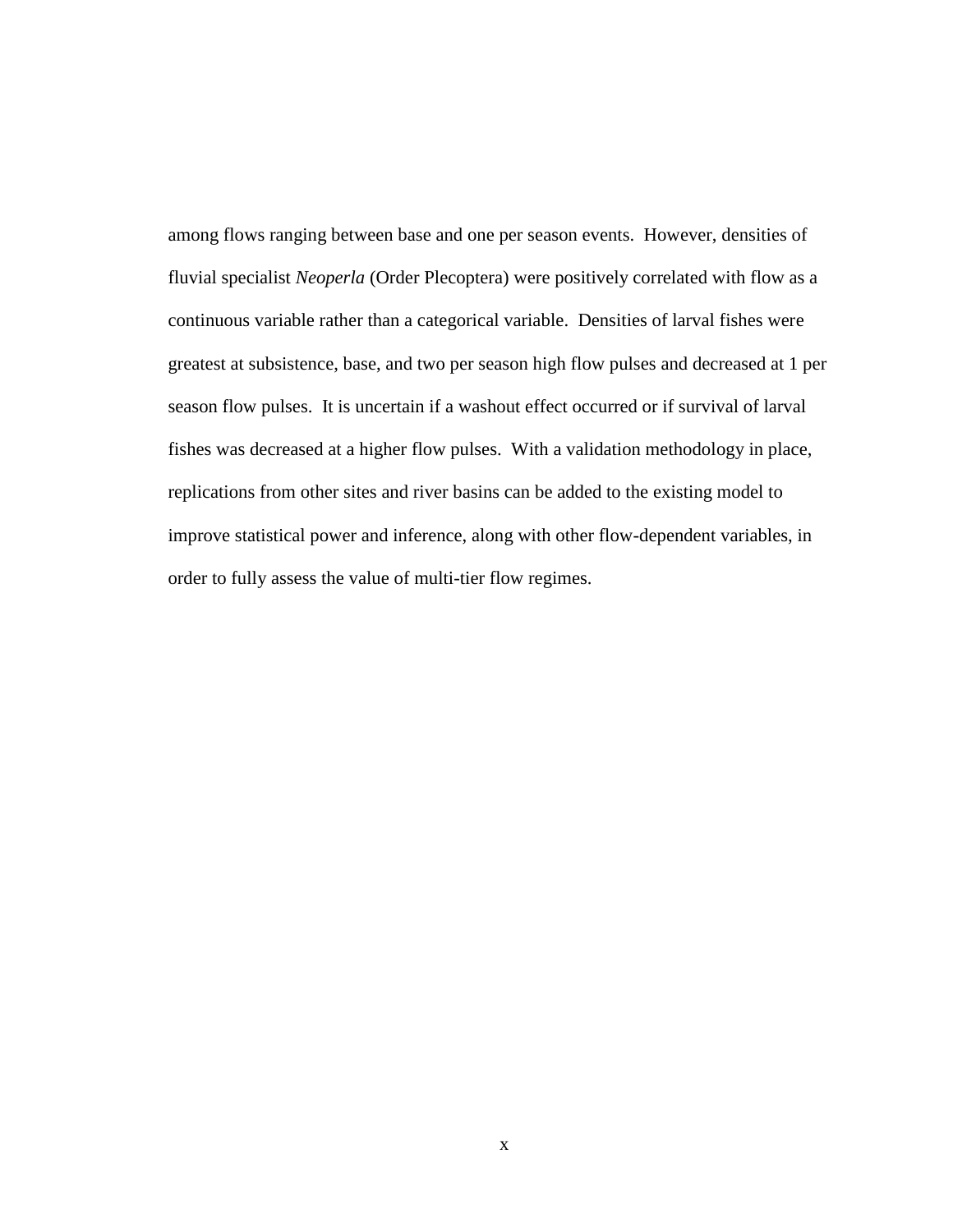among flows ranging between base and one per season events. However, densities of fluvial specialist *Neoperla* (Order Plecoptera) were positively correlated with flow as a continuous variable rather than a categorical variable. Densities of larval fishes were greatest at subsistence, base, and two per season high flow pulses and decreased at 1 per season flow pulses. It is uncertain if a washout effect occurred or if survival of larval fishes was decreased at a higher flow pulses. With a validation methodology in place, replications from other sites and river basins can be added to the existing model to improve statistical power and inference, along with other flow-dependent variables, in order to fully assess the value of multi-tier flow regimes.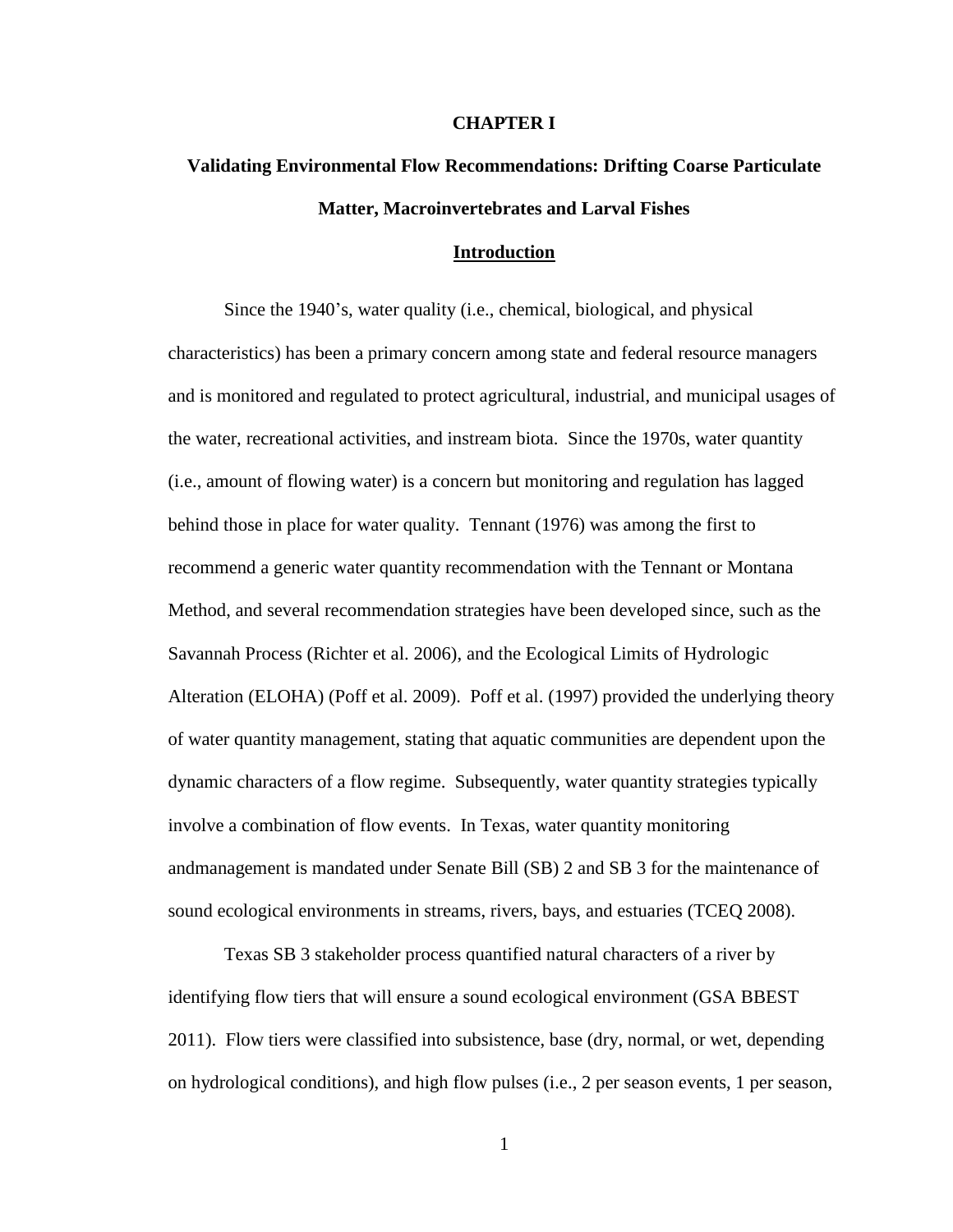# CHAPTER I

## Validating Environmental Flow Recommendations: Drifting Coarse Particulate Matter, Macroinvertebrates and Larval Fishes

### Introduction

Since the 1940's, water quality (i.e., chemical, biological, and physical characteristics) has been a primary concern among state and federal resource managers and is monitored and regulated to protect agricultural, industrial, and municipal usages of the water, recreational activities, and instream biota. Since the 1970s, water quantity (i.e., amount of flowing water) is a concern but monitoring and regulation has lagged behind those in place for water quality. Tennant (1976) was among the first to recommend a generic water quantity recommendation with the Tennant or Montana Method, and several recommendation strategies have been developed since, such as the Savannah Process (Richter et al. 2006), and the Ecological Limits of Hydrologic Alteration (ELOHA) (Poff et al. 2009). Poff et al. (1997) provided the underlying theory of water quantity management, stating that aquatic communities are dependent upon the dynamic characters of a flow regime. Subsequently, water quantity strategies typically involve a combination of flow events. In Texas, water quantity monitoring andmanagement is mandated under Senate Bill (SB) 2 and SB 3 for the maintenance of sound ecological environments in streams, rivers, bays, and estuaries (TCEQ 2008).

Texas SB 3 stakeholder process quantified natural characters of a river by identifying flow tiers that will ensure a sound ecological environment (GSA BBEST 2011). Flow tiers were classified into subsistence, base (dry, normal, or wet, depending on hydrological conditions), and high flow pulses (i.e., 2 per season events, 1 per season,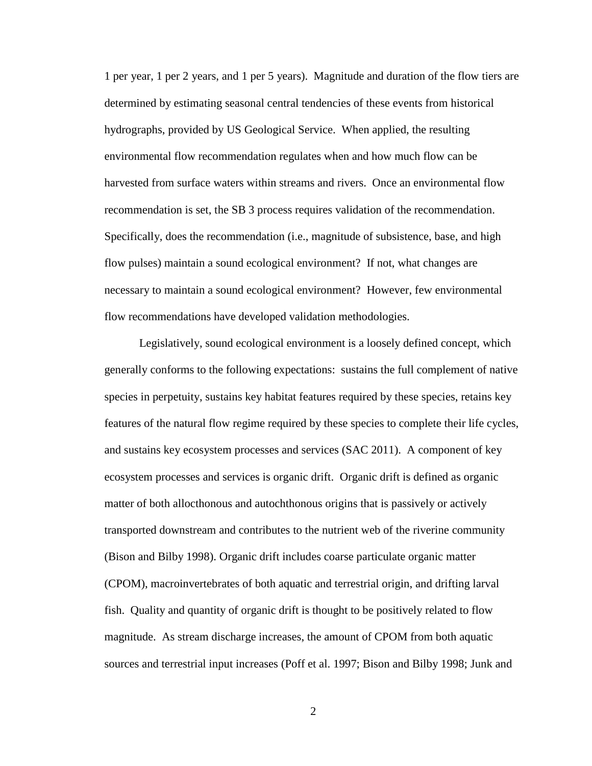1 per year, 1 per 2 years, and 1 per 5 years). Magnitude and duration of the flow tiers are determined by estimating seasonal central tendencies of these events from historical hydrographs, provided by US Geological Service. When applied, the resulting environmental flow recommendation regulates when and how much flow can be harvested from surface waters within streams and rivers. Once an environmental flow recommendation is set, the SB 3 process requires validation of the recommendation. Specifically, does the recommendation (i.e., magnitude of subsistence, base, and high flow pulses) maintain a sound ecological environment? If not, what changes are necessary to maintain a sound ecological environment? However, few environmental flow recommendations have developed validation methodologies.

Legislatively, sound ecological environment is a loosely defined concept, which generally conforms to the following expectations: sustains the full complement of native species in perpetuity, sustains key habitat features required by these species, retains key features of the natural flow regime required by these species to complete their life cycles, and sustains key ecosystem processes and services (SAC 2011). A component of key ecosystem processes and services is organic drift. Organic drift is defined as organic matter of both allocthonous and autochthonous origins that is passively or actively transported downstream and contributes to the nutrient web of the riverine community (Bison and Bilby 1998). Organic drift includes coarse particulate organic matter (CPOM), macroinvertebrates of both aquatic and terrestrial origin, and drifting larval fish. Quality and quantity of organic drift is thought to be positively related to flow magnitude. As stream discharge increases, the amount of CPOM from both aquatic sources and terrestrial input increases (Poff et al. 1997; Bison and Bilby 1998; Junk and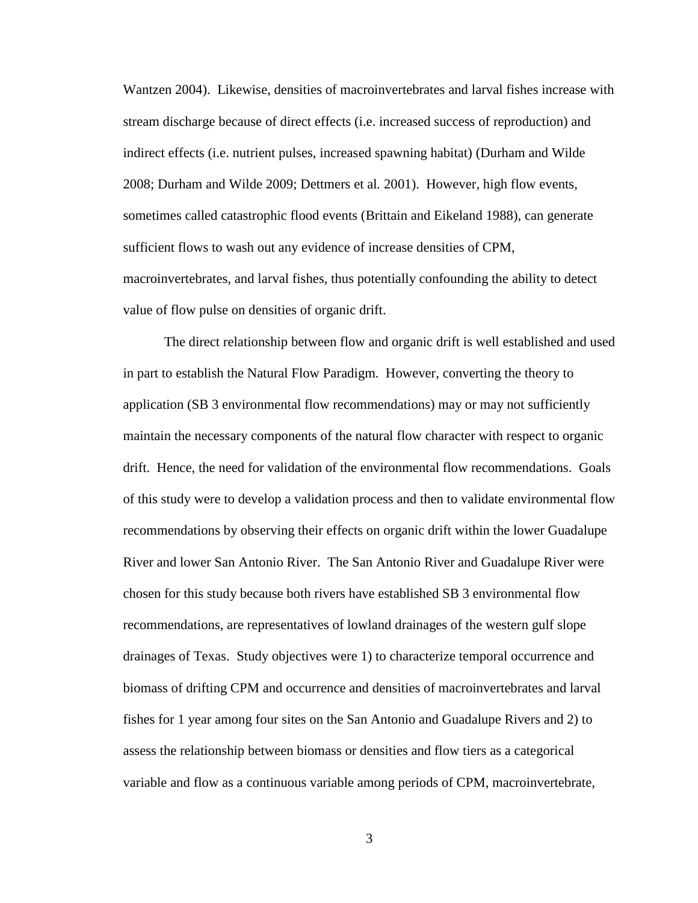Wantzen 2004). Likewise, densities of macroinvertebrates and larval fishes increase with stream discharge because of direct effects (i.e. increased success of reproduction) and indirect effects (i.e. nutrient pulses, increased spawning habitat) (Durham and Wilde 2008; Durham and Wilde 2009; Dettmers et al*.* 2001). However, high flow events, sometimes called catastrophic flood events (Brittain and Eikeland 1988), can generate sufficient flows to wash out any evidence of increase densities of CPM, macroinvertebrates, and larval fishes, thus potentially confounding the ability to detect value of flow pulse on densities of organic drift.

The direct relationship between flow and organic drift is well established and used in part to establish the Natural Flow Paradigm. However, converting the theory to application (SB 3 environmental flow recommendations) may or may not sufficiently maintain the necessary components of the natural flow character with respect to organic drift. Hence, the need for validation of the environmental flow recommendations. Goals of this study were to develop a validation process and then to validate environmental flow recommendations by observing their effects on organic drift within the lower Guadalupe River and lower San Antonio River. The San Antonio River and Guadalupe River were chosen for this study because both rivers have established SB 3 environmental flow recommendations, are representatives of lowland drainages of the western gulf slope drainages of Texas. Study objectives were 1) to characterize temporal occurrence and biomass of drifting CPM and occurrence and densities of macroinvertebrates and larval fishes for 1 year among four sites on the San Antonio and Guadalupe Rivers and 2) to assess the relationship between biomass or densities and flow tiers as a categorical variable and flow as a continuous variable among periods of CPM, macroinvertebrate,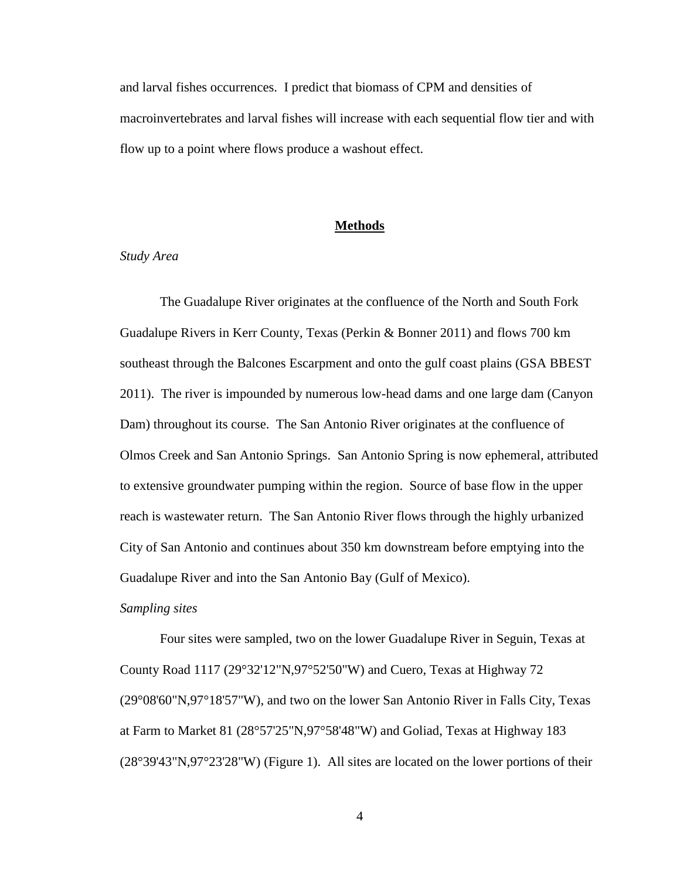and larval fishes occurrences. I predict that biomass of CPM and densities of macroinvertebrates and larval fishes will increase with each sequential flow tier and with flow up to a point where flows produce a washout effect.

## Methods

### *Study Area*

The Guadalupe River originates at the confluence of the North and South Fork Guadalupe Rivers in Kerr County, Texas (Perkin & Bonner 2011) and flows 700 km southeast through the Balcones Escarpment and onto the gulf coast plains (GSA BBEST 2011). The river is impounded by numerous low-head dams and one large dam (Canyon Dam) throughout its course. The San Antonio River originates at the confluence of Olmos Creek and San Antonio Springs. San Antonio Spring is now ephemeral, attributed to extensive groundwater pumping within the region. Source of base flow in the upper reach is wastewater return. The San Antonio River flows through the highly urbanized City of San Antonio and continues about 350 km downstream before emptying into the Guadalupe River and into the San Antonio Bay (Gulf of Mexico).

### *Sampling sites*

Four sites were sampled, two on the lower Guadalupe River in Seguin, Texas at County Road 1117 (29°32'12"N,97°52'50"W) and Cuero, Texas at Highway 72 (29°08'60"N,97°18'57"W), and two on the lower San Antonio River in Falls City, Texas at Farm to Market 81 (28°57'25"N,97°58'48"W) and Goliad, Texas at Highway 183 (28°39'43"N,97°23'28"W) (Figure 1). All sites are located on the lower portions of their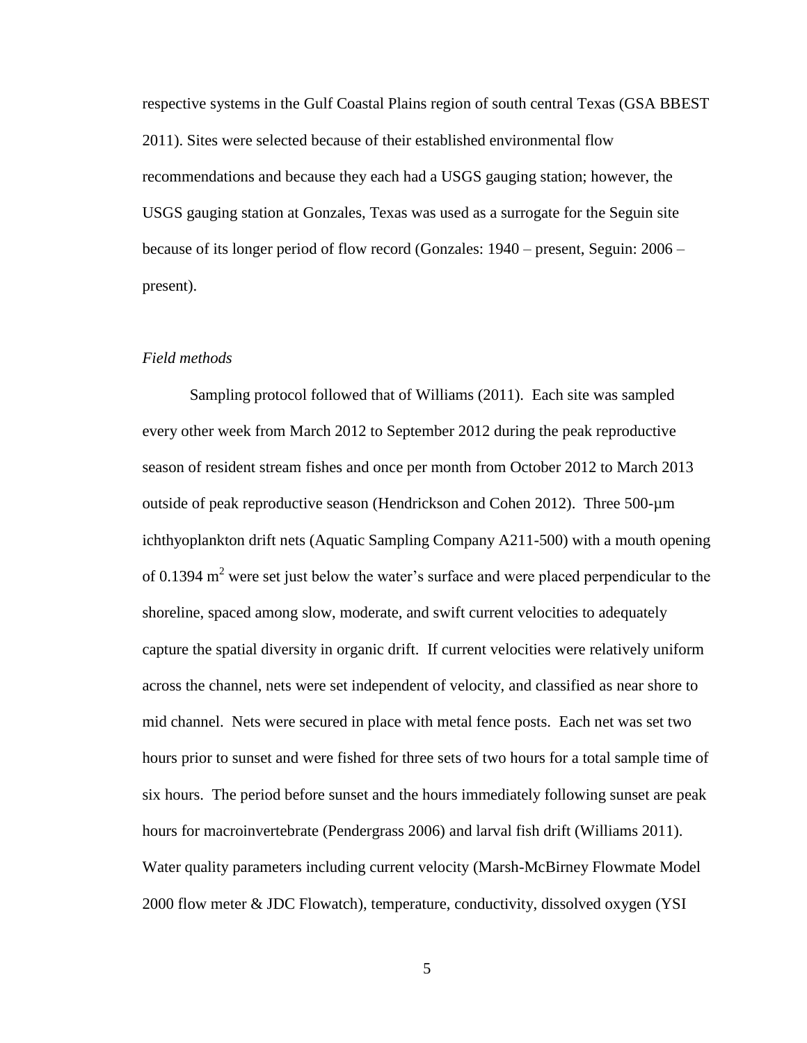respective systems in the Gulf Coastal Plains region of south central Texas (GSA BBEST 2011). Sites were selected because of their established environmental flow recommendations and because they each had a USGS gauging station; however, the USGS gauging station at Gonzales, Texas was used as a surrogate for the Seguin site because of its longer period of flow record (Gonzales: 1940 – present, Seguin: 2006 – present).

### *Field methods*

Sampling protocol followed that of Williams (2011). Each site was sampled every other week from March 2012 to September 2012 during the peak reproductive season of resident stream fishes and once per month from October 2012 to March 2013 outside of peak reproductive season (Hendrickson and Cohen 2012). Three 500-μm ichthyoplankton drift nets (Aquatic Sampling Company A211-500) with a mouth opening of 0.1394 $m^2$ were set just below the water's surface and were placed perpendicular to the shoreline, spaced among slow, moderate, and swift current velocities to adequately capture the spatial diversity in organic drift. If current velocities were relatively uniform across the channel, nets were set independent of velocity, and classified as near shore to mid channel. Nets were secured in place with metal fence posts. Each net was set two hours prior to sunset and were fished for three sets of two hours for a total sample time of six hours. The period before sunset and the hours immediately following sunset are peak hours for macroinvertebrate (Pendergrass 2006) and larval fish drift (Williams 2011). Water quality parameters including current velocity (Marsh-McBirney Flowmate Model 2000 flow meter & JDC Flowatch), temperature, conductivity, dissolved oxygen (YSI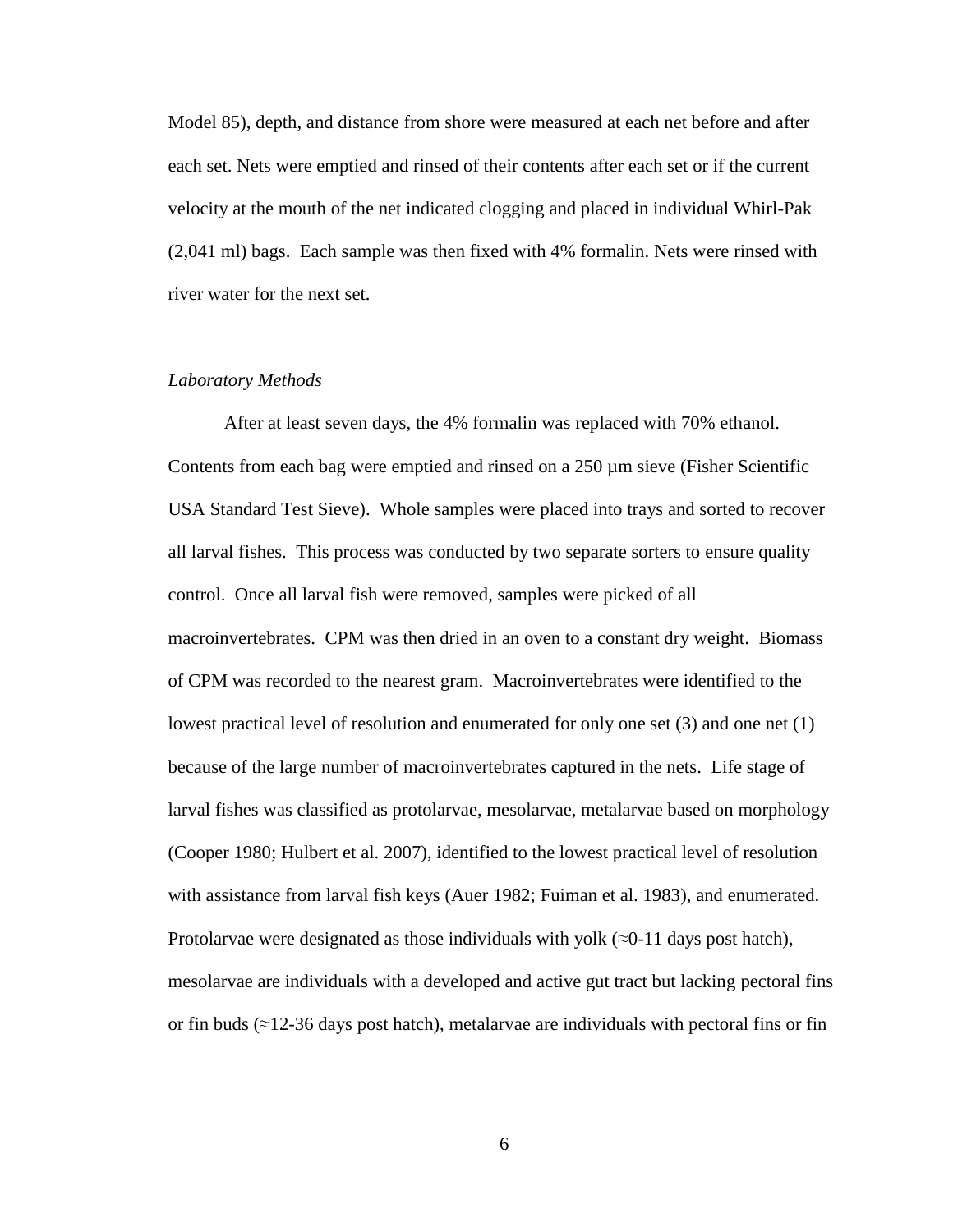Model 85), depth, and distance from shore were measured at each net before and after each set. Nets were emptied and rinsed of their contents after each set or if the current velocity at the mouth of the net indicated clogging and placed in individual Whirl-Pak (2,041 ml) bags. Each sample was then fixed with 4% formalin. Nets were rinsed with river water for the next set.

*Laboratory Methods*

After at least seven days, the 4% formalin was replaced with 70% ethanol. Contents from each bag were emptied and rinsed on a 250 µm sieve (Fisher Scientific USA Standard Test Sieve). Whole samples were placed into trays and sorted to recover all larval fishes. This process was conducted by two separate sorters to ensure quality control. Once all larval fish were removed, samples were picked of all macroinvertebrates. CPM was then dried in an oven to a constant dry weight. Biomass of CPM was recorded to the nearest gram. Macroinvertebrates were identified to the lowest practical level of resolution and enumerated for only one set (3) and one net (1) because of the large number of macroinvertebrates captured in the nets. Life stage of larval fishes was classified as protolarvae, mesolarvae, metalarvae based on morphology (Cooper 1980; Hulbert et al. 2007), identified to the lowest practical level of resolution with assistance from larval fish keys (Auer 1982; Fuiman et al. 1983), and enumerated. Protolarvae were designated as those individuals with yolk (≈0-11 days post hatch), mesolarvae are individuals with a developed and active gut tract but lacking pectoral fins or fin buds (≈12-36 days post hatch), metalarvae are individuals with pectoral fins or fin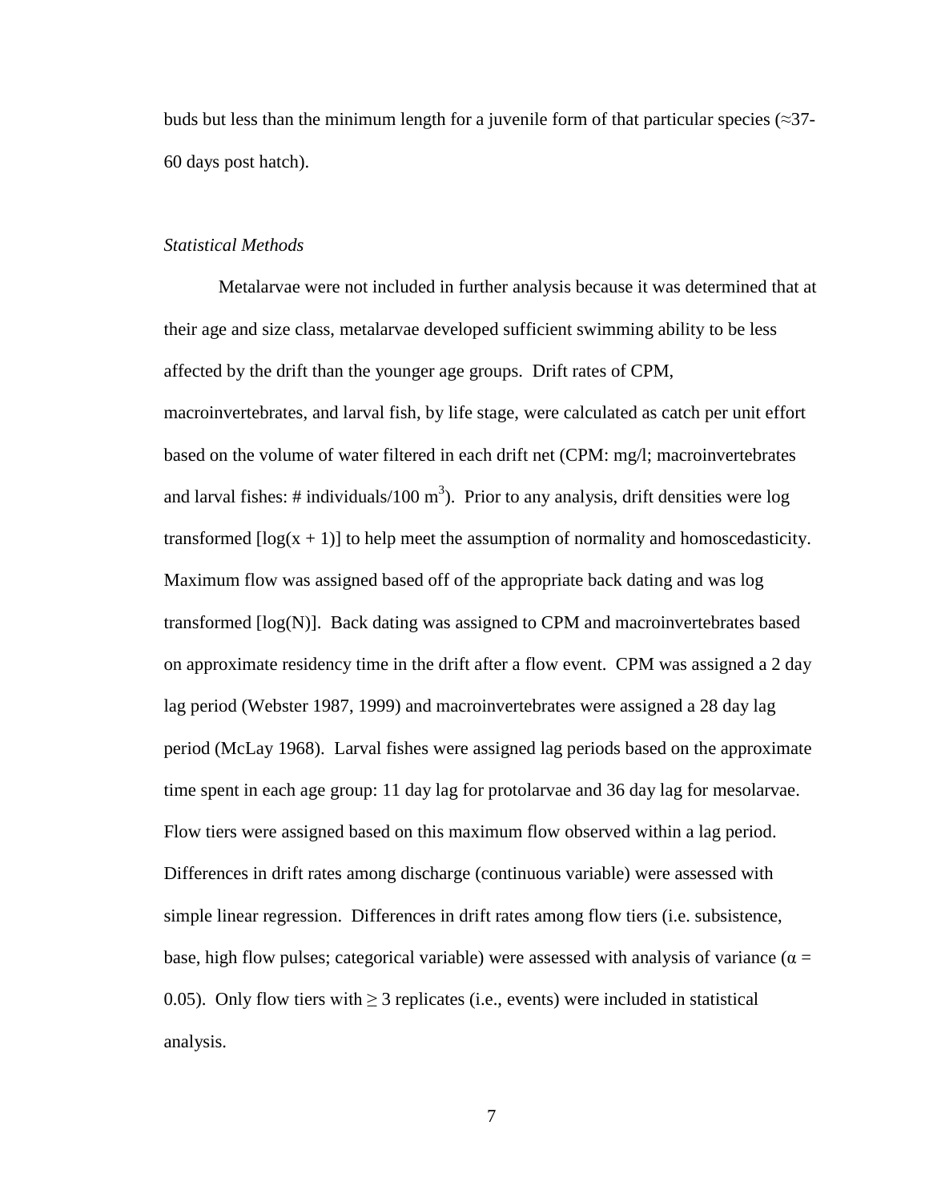buds but less than the minimum length for a juvenile form of that particular species (≈37-60 days post hatch).

*Statistical Methods*

Metalarvae were not included in further analysis because it was determined that at their age and size class, metalarvae developed sufficient swimming ability to be less affected by the drift than the younger age groups. Drift rates of CPM, macroinvertebrates, and larval fish, by life stage, were calculated as catch per unit effort based on the volume of water filtered in each drift net (CPM: mg/l; macroinvertebrates and larval fishes: # individuals/100 $m^3$). Prior to any analysis, drift densities were log transformed [$\log(x + 1)$] to help meet the assumption of normality and homoscedasticity. Maximum flow was assigned based off of the appropriate back dating and was log transformed [$\log(N)$]. Back dating was assigned to CPM and macroinvertebrates based on approximate residency time in the drift after a flow event. CPM was assigned a 2 day lag period (Webster 1987, 1999) and macroinvertebrates were assigned a 28 day lag period (McLay 1968). Larval fishes were assigned lag periods based on the approximate time spent in each age group: 11 day lag for protolarvae and 36 day lag for mesolarvae. Flow tiers were assigned based on this maximum flow observed within a lag period. Differences in drift rates among discharge (continuous variable) were assessed with simple linear regression. Differences in drift rates among flow tiers (i.e. subsistence, base, high flow pulses; categorical variable) were assessed with analysis of variance ($\alpha = 0.05$). Only flow tiers with $\geq 3$ replicates (i.e., events) were included in statistical analysis.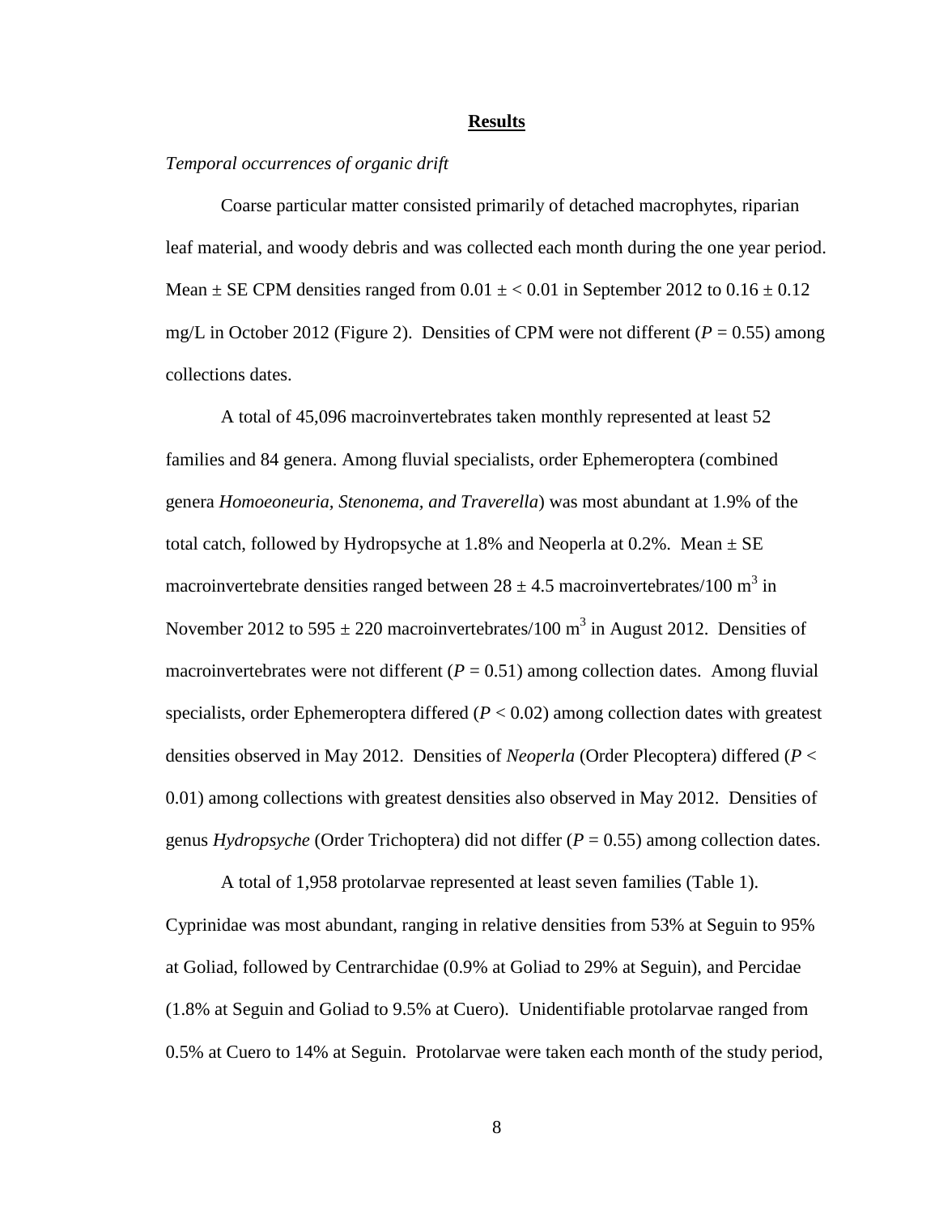## Results

*Temporal occurrences of organic drift*

Coarse particular matter consisted primarily of detached macrophytes, riparian leaf material, and woody debris and was collected each month during the one year period. Mean ± SE CPM densities ranged from 0.01 ± < 0.01 in September 2012 to 0.16 ± 0.12 mg/L in October 2012 (Figure 2). Densities of CPM were not different ($P = 0.55$) among collections dates.

A total of 45,096 macroinvertebrates taken monthly represented at least 52 families and 84 genera. Among fluvial specialists, order Ephemeroptera (combined genera *Homoeoneuria, Stenonema, and Traverella*) was most abundant at 1.9% of the total catch, followed by Hydropsyche at 1.8% and Neoperla at 0.2%. Mean ± SE macroinvertebrate densities ranged between 28 ± 4.5 macroinvertebrates/100 $m^3$ in November 2012 to 595 ± 220 macroinvertebrates/100 $m^3$ in August 2012. Densities of macroinvertebrates were not different ($P = 0.51$) among collection dates. Among fluvial specialists, order Ephemeroptera differed ($P < 0.02$) among collection dates with greatest densities observed in May 2012. Densities of *Neoperla* (Order Plecoptera) differed ($P < 0.01$) among collections with greatest densities also observed in May 2012. Densities of genus *Hydropsyche* (Order Trichoptera) did not differ ($P = 0.55$) among collection dates.

A total of 1,958 protolarvae represented at least seven families (Table 1). Cyprinidae was most abundant, ranging in relative densities from 53% at Seguin to 95% at Goliad, followed by Centrarchidae (0.9% at Goliad to 29% at Seguin), and Percidae (1.8% at Seguin and Goliad to 9.5% at Cuero). Unidentifiable protolarvae ranged from 0.5% at Cuero to 14% at Seguin. Protolarvae were taken each month of the study period,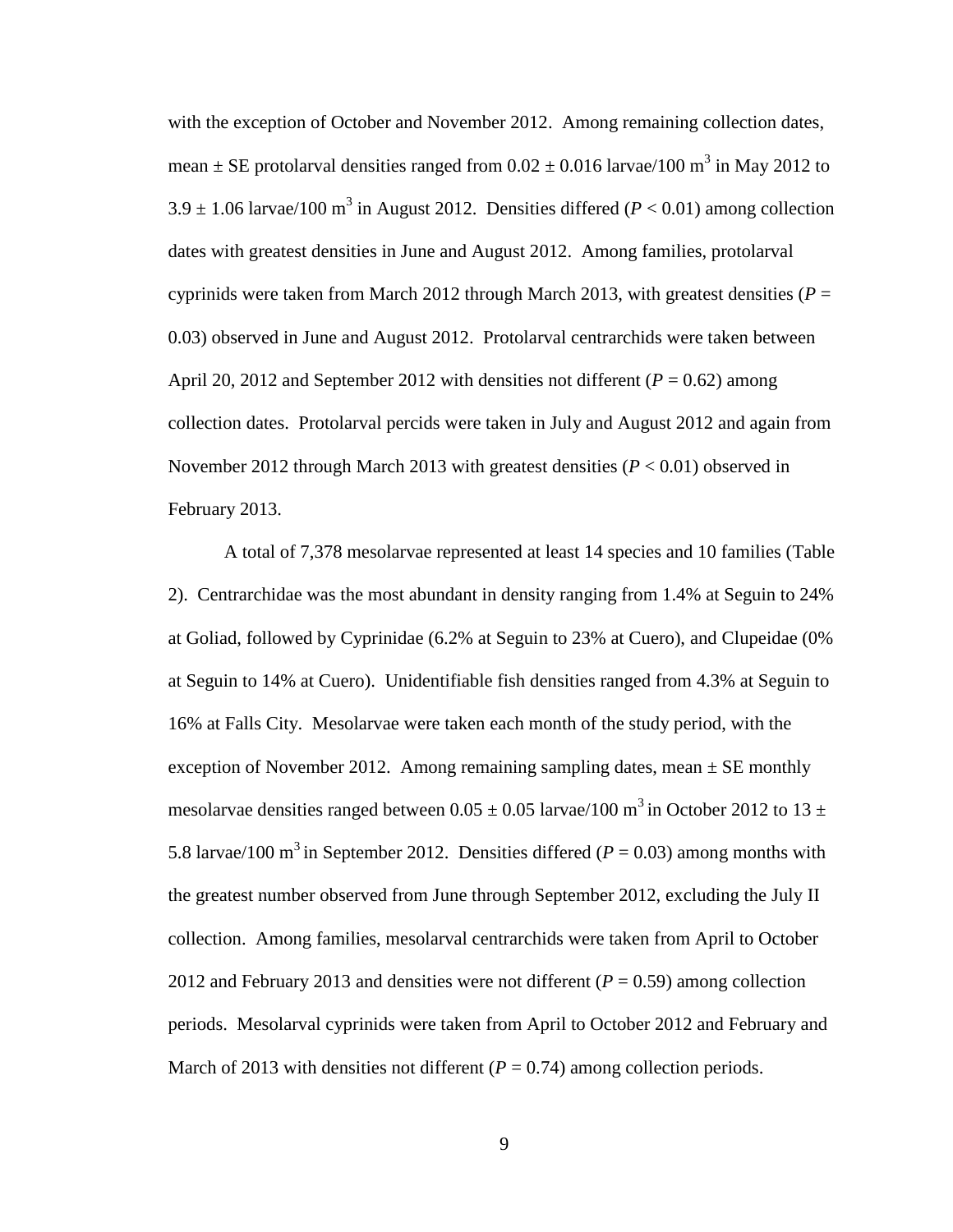with the exception of October and November 2012. Among remaining collection dates, mean ± SE protolarval densities ranged from 0.02 ± 0.016 larvae/100 $m^3$ in May 2012 to 3.9 ± 1.06 larvae/100 $m^3$ in August 2012. Densities differed ($P < 0.01$) among collection dates with greatest densities in June and August 2012. Among families, protolarval cyprinids were taken from March 2012 through March 2013, with greatest densities ($P = 0.03$) observed in June and August 2012. Protolarval centrarchids were taken between April 20, 2012 and September 2012 with densities not different ($P = 0.62$) among collection dates. Protolarval percids were taken in July and August 2012 and again from November 2012 through March 2013 with greatest densities ($P < 0.01$) observed in February 2013.

A total of 7,378 mesolarvae represented at least 14 species and 10 families (Table 2). Centrarchidae was the most abundant in density ranging from 1.4% at Seguin to 24% at Goliad, followed by Cyprinidae (6.2% at Seguin to 23% at Cuero), and Clupeidae (0% at Seguin to 14% at Cuero). Unidentifiable fish densities ranged from 4.3% at Seguin to 16% at Falls City. Mesolarvae were taken each month of the study period, with the exception of November 2012. Among remaining sampling dates, mean ± SE monthly mesolarvae densities ranged between 0.05 ± 0.05 larvae/100 $m^3$ in October 2012 to 13 ± 5.8 larvae/100 $m^3$ in September 2012. Densities differed ($P = 0.03$) among months with the greatest number observed from June through September 2012, excluding the July II collection. Among families, mesolarval centrarchids were taken from April to October 2012 and February 2013 and densities were not different ($P = 0.59$) among collection periods. Mesolarval cyprinids were taken from April to October 2012 and February and March of 2013 with densities not different ($P = 0.74$) among collection periods.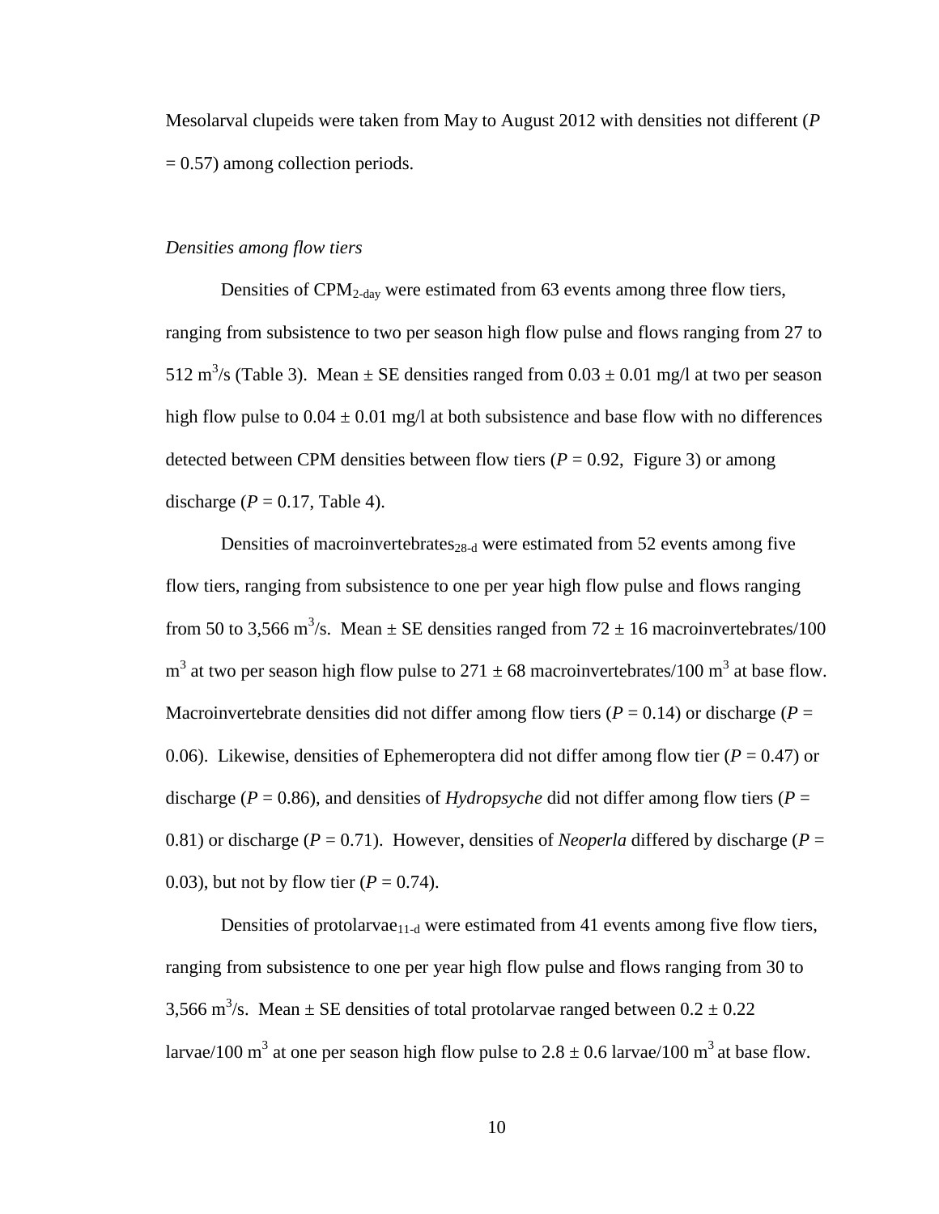Mesolarval clupeids were taken from May to August 2012 with densities not different (*P* = 0.57) among collection periods.

*Densities among flow tiers*

Densities of $CPM_{2\text{-day}}$ were estimated from 63 events among three flow tiers, ranging from subsistence to two per season high flow pulse and flows ranging from 27 to 512 $m^3/s$ (Table 3). Mean ± SE densities ranged from 0.03 ± 0.01 mg/l at two per season high flow pulse to 0.04 ± 0.01 mg/l at both subsistence and base flow with no differences detected between CPM densities between flow tiers ($P = 0.92$, Figure 3) or among discharge ($P = 0.17$, Table 4).

Densities of $\text{macroinvertebrates}_{28\text{-d}}$ were estimated from 52 events among five flow tiers, ranging from subsistence to one per year high flow pulse and flows ranging from 50 to 3,566 $m^3/s$. Mean ± SE densities ranged from 72 ± 16 macroinvertebrates/100 $m^3$ at two per season high flow pulse to 271 ± 68 macroinvertebrates/100 $m^3$ at base flow. Macroinvertebrate densities did not differ among flow tiers ($P = 0.14$) or discharge ($P = 0.06$). Likewise, densities of Ephemeroptera did not differ among flow tier ($P = 0.47$) or discharge ($P = 0.86$), and densities of *Hydropsyche* did not differ among flow tiers ($P = 0.81$) or discharge ($P = 0.71$). However, densities of *Neoperla* differed by discharge ($P = 0.03$), but not by flow tier ($P = 0.74$).

Densities of $\text{protolarvae}_{11\text{-d}}$ were estimated from 41 events among five flow tiers, ranging from subsistence to one per year high flow pulse and flows ranging from 30 to 3,566 $m^3/s$. Mean ± SE densities of total protolarvae ranged between 0.2 ± 0.22 larvae/100 $m^3$ at one per season high flow pulse to 2.8 ± 0.6 larvae/100 $m^3$ at base flow.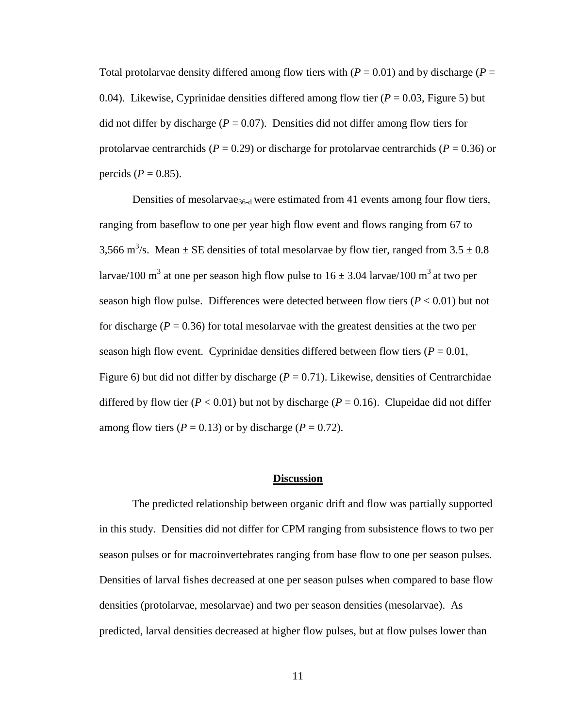Total protolarvae density differed among flow tiers with ($P = 0.01$) and by discharge ($P = 0.04$). Likewise, Cyprinidae densities differed among flow tier ($P = 0.03$, Figure 5) but did not differ by discharge ($P = 0.07$). Densities did not differ among flow tiers for protolarvae centrarchids ($P = 0.29$) or discharge for protolarvae centrarchids ($P = 0.36$) or percids ($P = 0.85$).

Densities of mesolarvae$_{36\text{-d}}$ were estimated from 41 events among four flow tiers, ranging from baseflow to one per year high flow event and flows ranging from 67 to 3,566 $m^3/s$. Mean ± SE densities of total mesolarvae by flow tier, ranged from $3.5 \pm 0.8$ larvae/100 $m^3$ at one per season high flow pulse to $16 \pm 3.04$ larvae/100 $m^3$ at two per season high flow pulse. Differences were detected between flow tiers ($P < 0.01$) but not for discharge ($P = 0.36$) for total mesolarvae with the greatest densities at the two per season high flow event. Cyprinidae densities differed between flow tiers ($P = 0.01$, Figure 6) but did not differ by discharge ($P = 0.71$). Likewise, densities of Centrarchidae differed by flow tier ($P < 0.01$) but not by discharge ($P = 0.16$). Clupeidae did not differ among flow tiers ($P = 0.13$) or by discharge ($P = 0.72$).

## Discussion

The predicted relationship between organic drift and flow was partially supported in this study. Densities did not differ for CPM ranging from subsistence flows to two per season pulses or for macroinvertebrates ranging from base flow to one per season pulses. Densities of larval fishes decreased at one per season pulses when compared to base flow densities (protolarvae, mesolarvae) and two per season densities (mesolarvae). As predicted, larval densities decreased at higher flow pulses, but at flow pulses lower than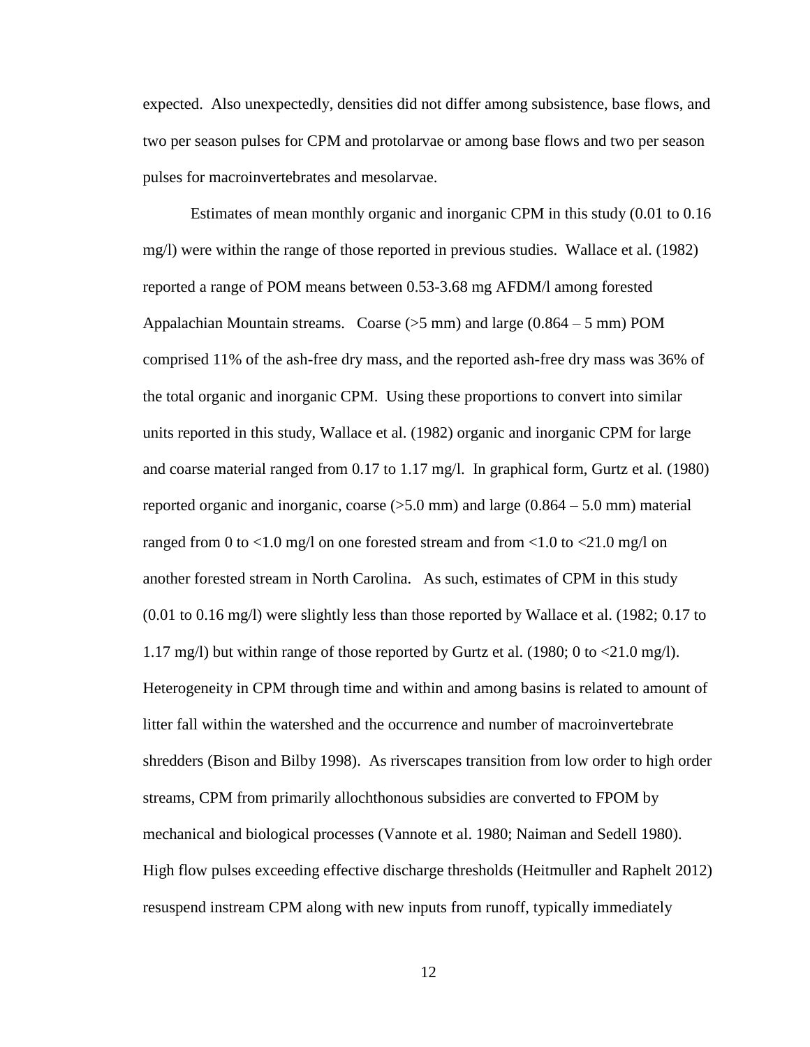expected. Also unexpectedly, densities did not differ among subsistence, base flows, and two per season pulses for CPM and protolarvae or among base flows and two per season pulses for macroinvertebrates and mesolarvae.

Estimates of mean monthly organic and inorganic CPM in this study (0.01 to 0.16 mg/l) were within the range of those reported in previous studies. Wallace et al. (1982) reported a range of POM means between 0.53-3.68 mg AFDM/l among forested Appalachian Mountain streams. Coarse (>5 mm) and large (0.864 – 5 mm) POM comprised 11% of the ash-free dry mass, and the reported ash-free dry mass was 36% of the total organic and inorganic CPM. Using these proportions to convert into similar units reported in this study, Wallace et al. (1982) organic and inorganic CPM for large and coarse material ranged from 0.17 to 1.17 mg/l. In graphical form, Gurtz et al. (1980) reported organic and inorganic, coarse (>5.0 mm) and large (0.864 – 5.0 mm) material ranged from 0 to <1.0 mg/l on one forested stream and from <1.0 to <21.0 mg/l on another forested stream in North Carolina. As such, estimates of CPM in this study (0.01 to 0.16 mg/l) were slightly less than those reported by Wallace et al. (1982; 0.17 to 1.17 mg/l) but within range of those reported by Gurtz et al. (1980; 0 to <21.0 mg/l). Heterogeneity in CPM through time and within and among basins is related to amount of litter fall within the watershed and the occurrence and number of macroinvertebrate shredders (Bison and Bilby 1998). As riverscapes transition from low order to high order streams, CPM from primarily allochthonous subsidies are converted to FPOM by mechanical and biological processes (Vannote et al. 1980; Naiman and Sedell 1980). High flow pulses exceeding effective discharge thresholds (Heitmuller and Raphelt 2012) resuspend instream CPM along with new inputs from runoff, typically immediately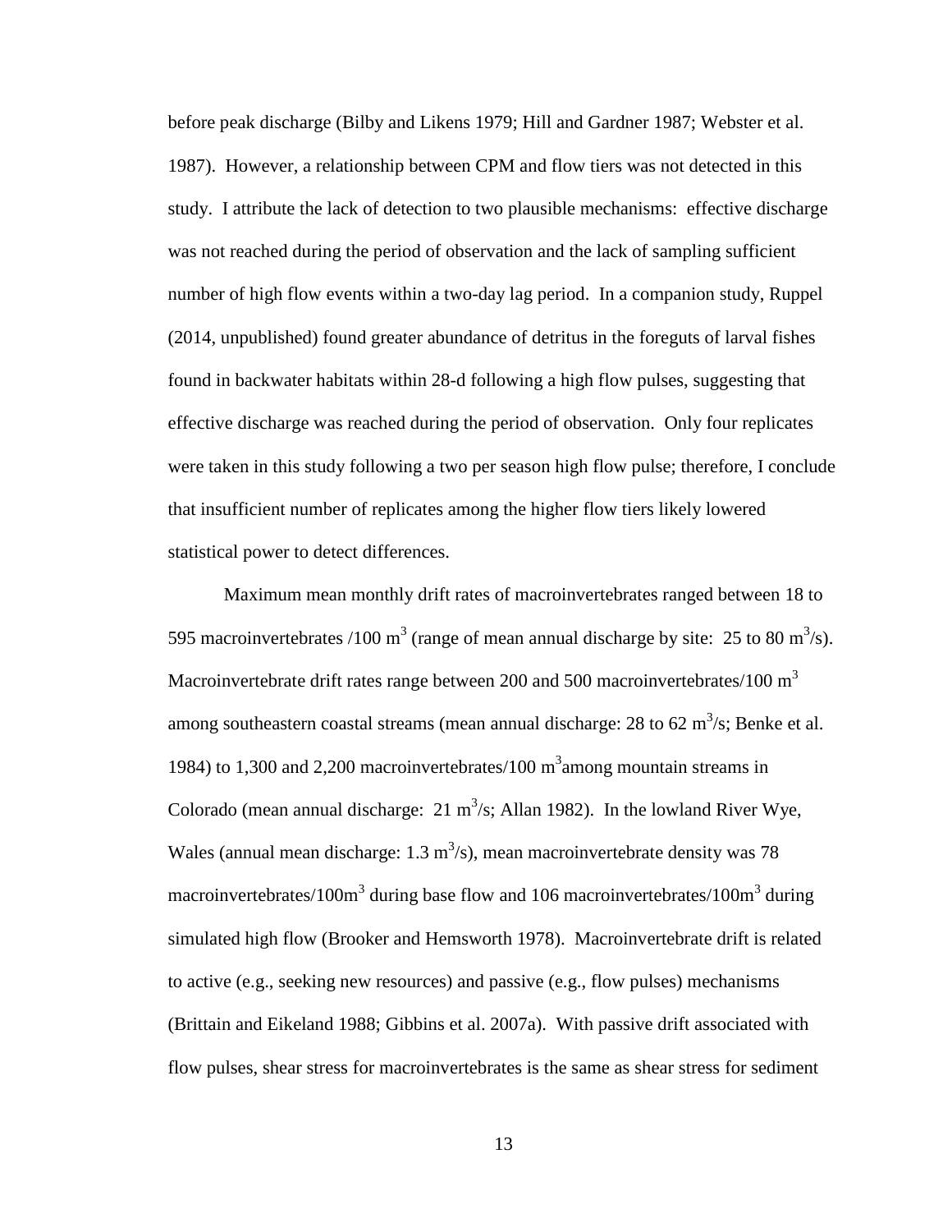before peak discharge (Bilby and Likens 1979; Hill and Gardner 1987; Webster et al. 1987). However, a relationship between CPM and flow tiers was not detected in this study. I attribute the lack of detection to two plausible mechanisms: effective discharge was not reached during the period of observation and the lack of sampling sufficient number of high flow events within a two-day lag period. In a companion study, Ruppel (2014, unpublished) found greater abundance of detritus in the foreguts of larval fishes found in backwater habitats within 28-d following a high flow pulses, suggesting that effective discharge was reached during the period of observation. Only four replicates were taken in this study following a two per season high flow pulse; therefore, I conclude that insufficient number of replicates among the higher flow tiers likely lowered statistical power to detect differences.

Maximum mean monthly drift rates of macroinvertebrates ranged between 18 to 595 macroinvertebrates /100 $m^3$ (range of mean annual discharge by site: 25 to 80 $m^3/s$). Macroinvertebrate drift rates range between 200 and 500 macroinvertebrates/100 $m^3$ among southeastern coastal streams (mean annual discharge: 28 to 62 $m^3/s$; Benke et al. 1984) to 1,300 and 2,200 macroinvertebrates/100 $m^3$among mountain streams in Colorado (mean annual discharge: 21 $m^3/s$; Allan 1982). In the lowland River Wye, Wales (annual mean discharge: 1.3 $m^3/s$), mean macroinvertebrate density was 78 macroinvertebrates/100$m^3$ during base flow and 106 macroinvertebrates/100$m^3$ during simulated high flow (Brooker and Hemsworth 1978). Macroinvertebrate drift is related to active (e.g., seeking new resources) and passive (e.g., flow pulses) mechanisms (Brittain and Eikeland 1988; Gibbins et al. 2007a). With passive drift associated with flow pulses, shear stress for macroinvertebrates is the same as shear stress for sediment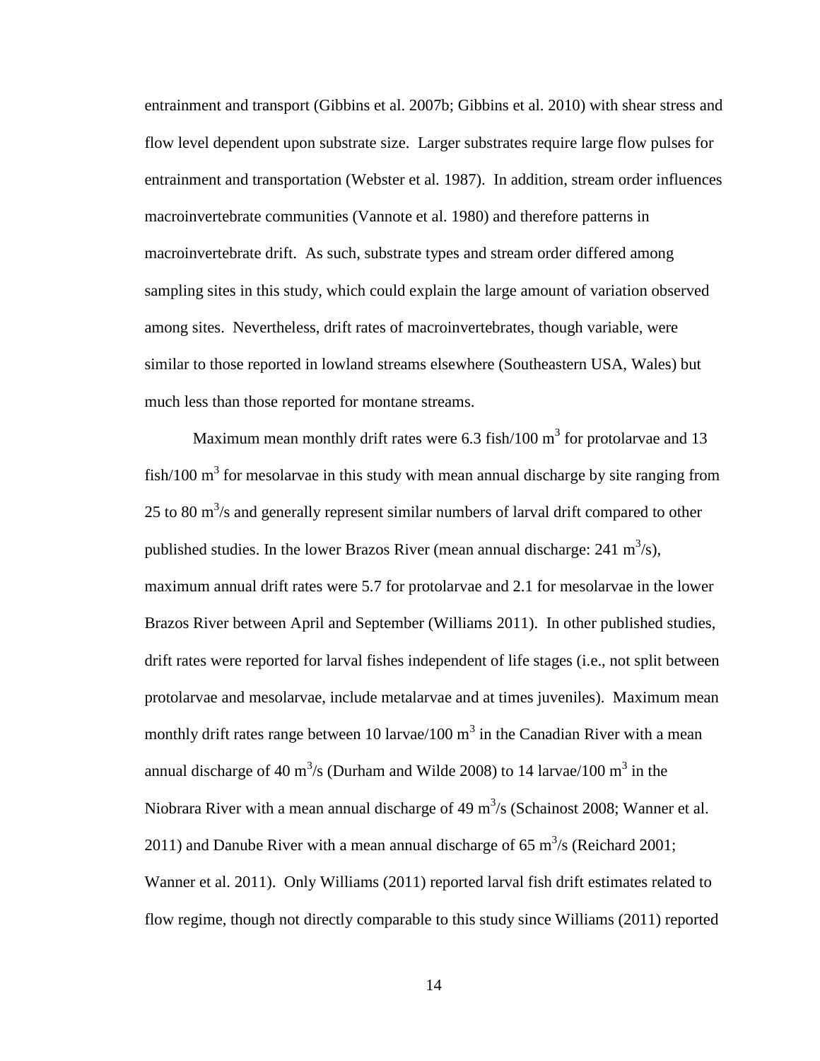entrainment and transport (Gibbins et al. 2007b; Gibbins et al. 2010) with shear stress and flow level dependent upon substrate size. Larger substrates require large flow pulses for entrainment and transportation (Webster et al. 1987). In addition, stream order influences macroinvertebrate communities (Vannote et al. 1980) and therefore patterns in macroinvertebrate drift. As such, substrate types and stream order differed among sampling sites in this study, which could explain the large amount of variation observed among sites. Nevertheless, drift rates of macroinvertebrates, though variable, were similar to those reported in lowland streams elsewhere (Southeastern USA, Wales) but much less than those reported for montane streams.

Maximum mean monthly drift rates were 6.3 fish/100 $m^3$ for protolarvae and 13 fish/100 $m^3$ for mesolarvae in this study with mean annual discharge by site ranging from 25 to 80 $m^3$/s and generally represent similar numbers of larval drift compared to other published studies. In the lower Brazos River (mean annual discharge: 241 $m^3$/s), maximum annual drift rates were 5.7 for protolarvae and 2.1 for mesolarvae in the lower Brazos River between April and September (Williams 2011). In other published studies, drift rates were reported for larval fishes independent of life stages (i.e., not split between protolarvae and mesolarvae, include metalarvae and at times juveniles). Maximum mean monthly drift rates range between 10 larvae/100 $m^3$ in the Canadian River with a mean annual discharge of 40 $m^3$/s (Durham and Wilde 2008) to 14 larvae/100 $m^3$ in the Niobrara River with a mean annual discharge of 49 $m^3$/s (Schainost 2008; Wanner et al. 2011) and Danube River with a mean annual discharge of 65 $m^3$/s (Reichard 2001; Wanner et al. 2011). Only Williams (2011) reported larval fish drift estimates related to flow regime, though not directly comparable to this study since Williams (2011) reported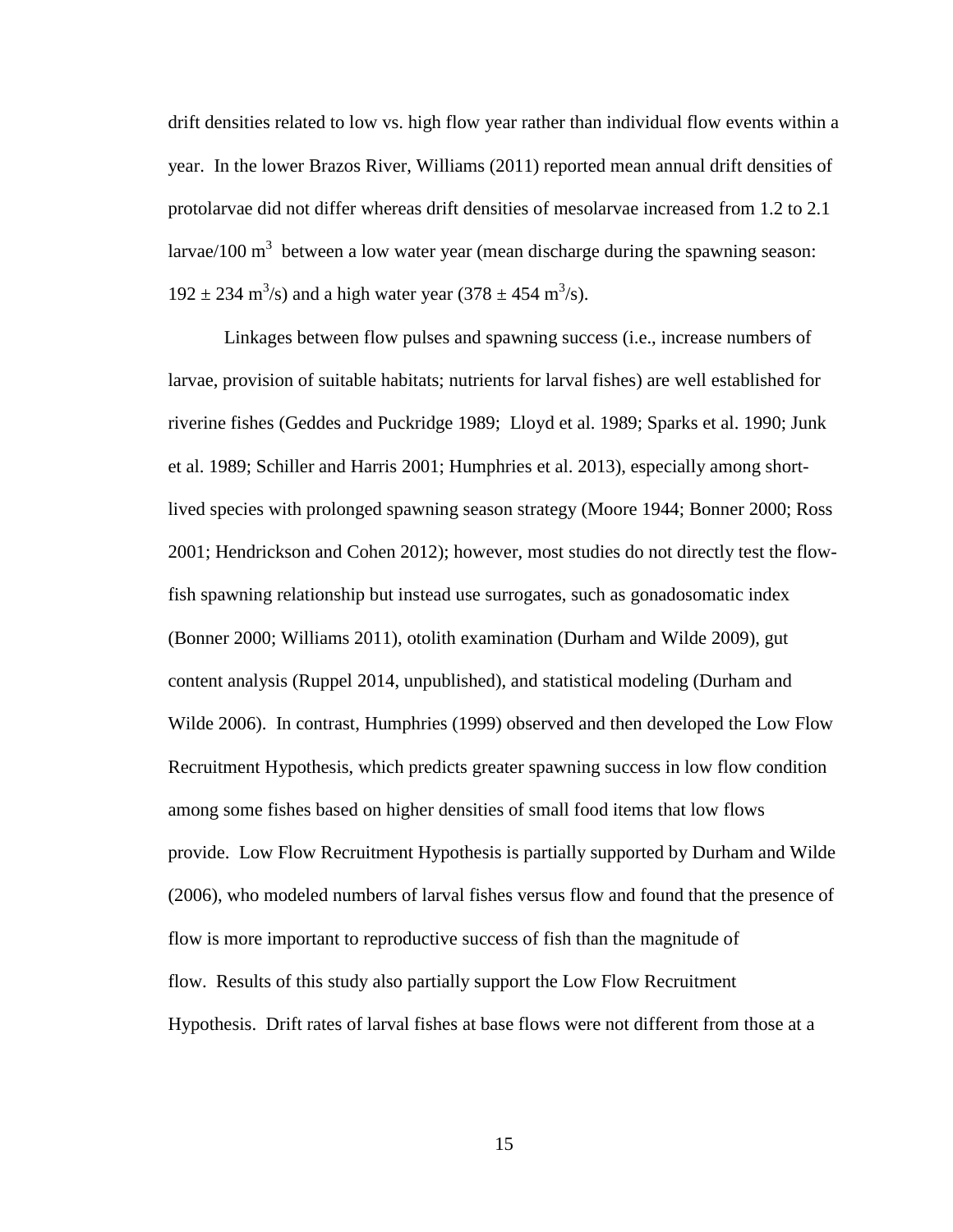drift densities related to low vs. high flow year rather than individual flow events within a year. In the lower Brazos River, Williams (2011) reported mean annual drift densities of protolarvae did not differ whereas drift densities of mesolarvae increased from 1.2 to 2.1 larvae/100 $m^3$ between a low water year (mean discharge during the spawning season: $192 \pm 234$ $m^3/s$) and a high water year ($378 \pm 454$ $m^3/s$).

Linkages between flow pulses and spawning success (i.e., increase numbers of larvae, provision of suitable habitats; nutrients for larval fishes) are well established for riverine fishes (Geddes and Puckridge 1989; Lloyd et al. 1989; Sparks et al. 1990; Junk et al. 1989; Schiller and Harris 2001; Humphries et al. 2013), especially among short-lived species with prolonged spawning season strategy (Moore 1944; Bonner 2000; Ross 2001; Hendrickson and Cohen 2012); however, most studies do not directly test the flow-fish spawning relationship but instead use surrogates, such as gonadosomatic index (Bonner 2000; Williams 2011), otolith examination (Durham and Wilde 2009), gut content analysis (Ruppel 2014, unpublished), and statistical modeling (Durham and Wilde 2006). In contrast, Humphries (1999) observed and then developed the Low Flow Recruitment Hypothesis, which predicts greater spawning success in low flow condition among some fishes based on higher densities of small food items that low flows provide. Low Flow Recruitment Hypothesis is partially supported by Durham and Wilde (2006), who modeled numbers of larval fishes versus flow and found that the presence of flow is more important to reproductive success of fish than the magnitude of flow. Results of this study also partially support the Low Flow Recruitment Hypothesis. Drift rates of larval fishes at base flows were not different from those at a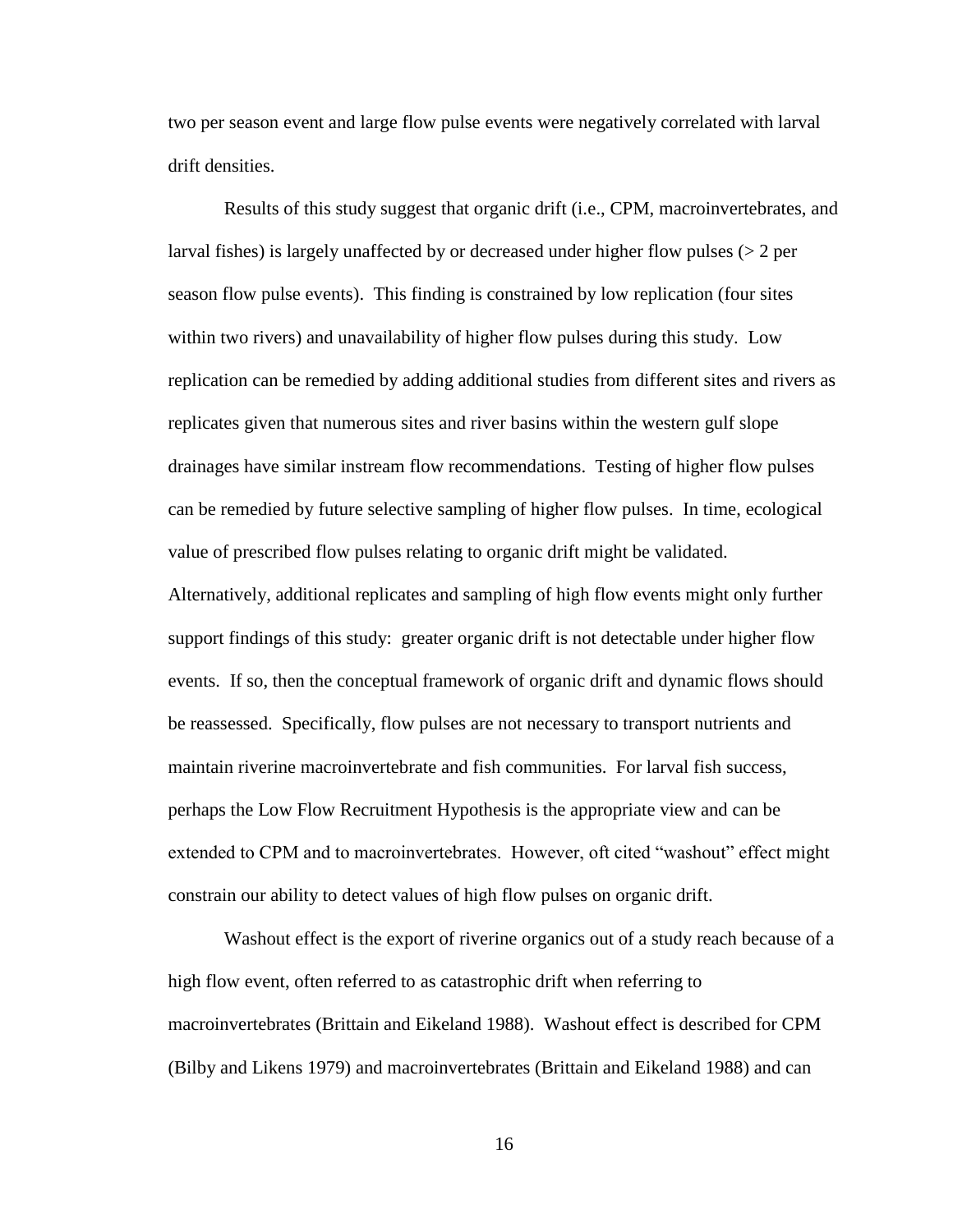two per season event and large flow pulse events were negatively correlated with larval drift densities.

Results of this study suggest that organic drift (i.e., CPM, macroinvertebrates, and larval fishes) is largely unaffected by or decreased under higher flow pulses (> 2 per season flow pulse events). This finding is constrained by low replication (four sites within two rivers) and unavailability of higher flow pulses during this study. Low replication can be remedied by adding additional studies from different sites and rivers as replicates given that numerous sites and river basins within the western gulf slope drainages have similar instream flow recommendations. Testing of higher flow pulses can be remedied by future selective sampling of higher flow pulses. In time, ecological value of prescribed flow pulses relating to organic drift might be validated. Alternatively, additional replicates and sampling of high flow events might only further support findings of this study: greater organic drift is not detectable under higher flow events. If so, then the conceptual framework of organic drift and dynamic flows should be reassessed. Specifically, flow pulses are not necessary to transport nutrients and maintain riverine macroinvertebrate and fish communities. For larval fish success, perhaps the Low Flow Recruitment Hypothesis is the appropriate view and can be extended to CPM and to macroinvertebrates. However, oft cited "washout" effect might constrain our ability to detect values of high flow pulses on organic drift.

Washout effect is the export of riverine organics out of a study reach because of a high flow event, often referred to as catastrophic drift when referring to macroinvertebrates (Brittain and Eikeland 1988). Washout effect is described for CPM (Bilby and Likens 1979) and macroinvertebrates (Brittain and Eikeland 1988) and can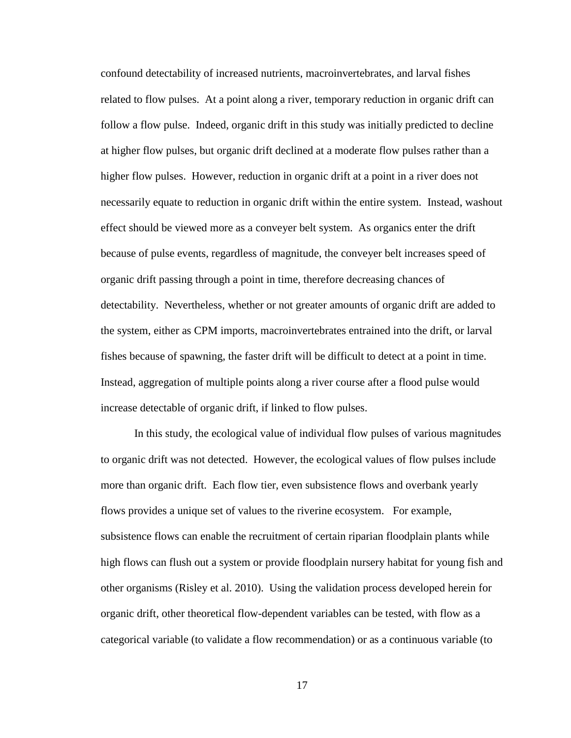confound detectability of increased nutrients, macroinvertebrates, and larval fishes related to flow pulses. At a point along a river, temporary reduction in organic drift can follow a flow pulse. Indeed, organic drift in this study was initially predicted to decline at higher flow pulses, but organic drift declined at a moderate flow pulses rather than a higher flow pulses. However, reduction in organic drift at a point in a river does not necessarily equate to reduction in organic drift within the entire system. Instead, washout effect should be viewed more as a conveyer belt system. As organics enter the drift because of pulse events, regardless of magnitude, the conveyer belt increases speed of organic drift passing through a point in time, therefore decreasing chances of detectability. Nevertheless, whether or not greater amounts of organic drift are added to the system, either as CPM imports, macroinvertebrates entrained into the drift, or larval fishes because of spawning, the faster drift will be difficult to detect at a point in time. Instead, aggregation of multiple points along a river course after a flood pulse would increase detectable of organic drift, if linked to flow pulses.

In this study, the ecological value of individual flow pulses of various magnitudes to organic drift was not detected. However, the ecological values of flow pulses include more than organic drift. Each flow tier, even subsistence flows and overbank yearly flows provides a unique set of values to the riverine ecosystem. For example, subsistence flows can enable the recruitment of certain riparian floodplain plants while high flows can flush out a system or provide floodplain nursery habitat for young fish and other organisms (Risley et al. 2010). Using the validation process developed herein for organic drift, other theoretical flow-dependent variables can be tested, with flow as a categorical variable (to validate a flow recommendation) or as a continuous variable (to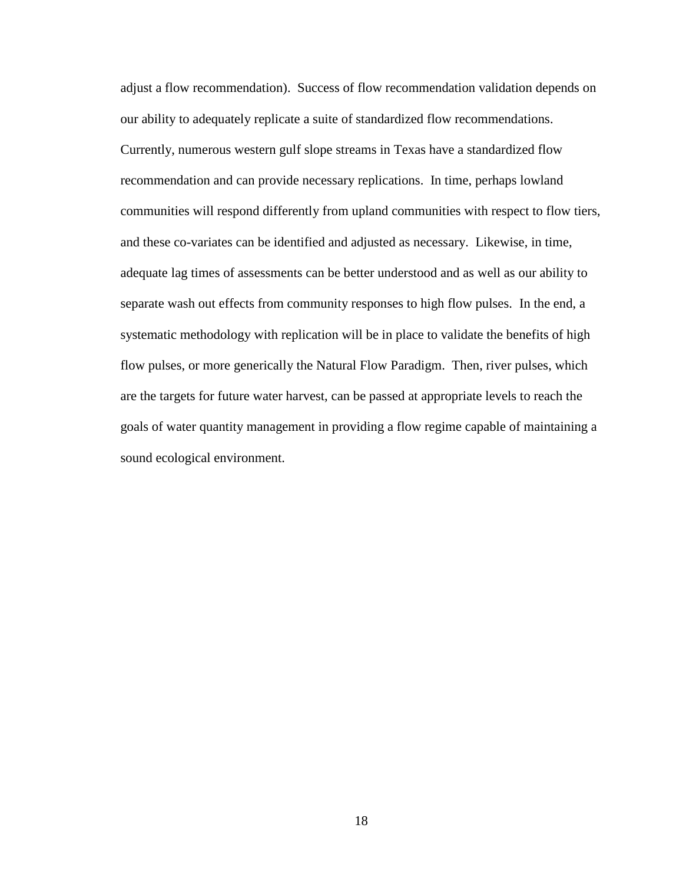adjust a flow recommendation). Success of flow recommendation validation depends on our ability to adequately replicate a suite of standardized flow recommendations. Currently, numerous western gulf slope streams in Texas have a standardized flow recommendation and can provide necessary replications. In time, perhaps lowland communities will respond differently from upland communities with respect to flow tiers, and these co-variates can be identified and adjusted as necessary. Likewise, in time, adequate lag times of assessments can be better understood and as well as our ability to separate wash out effects from community responses to high flow pulses. In the end, a systematic methodology with replication will be in place to validate the benefits of high flow pulses, or more generically the Natural Flow Paradigm. Then, river pulses, which are the targets for future water harvest, can be passed at appropriate levels to reach the goals of water quantity management in providing a flow regime capable of maintaining a sound ecological environment.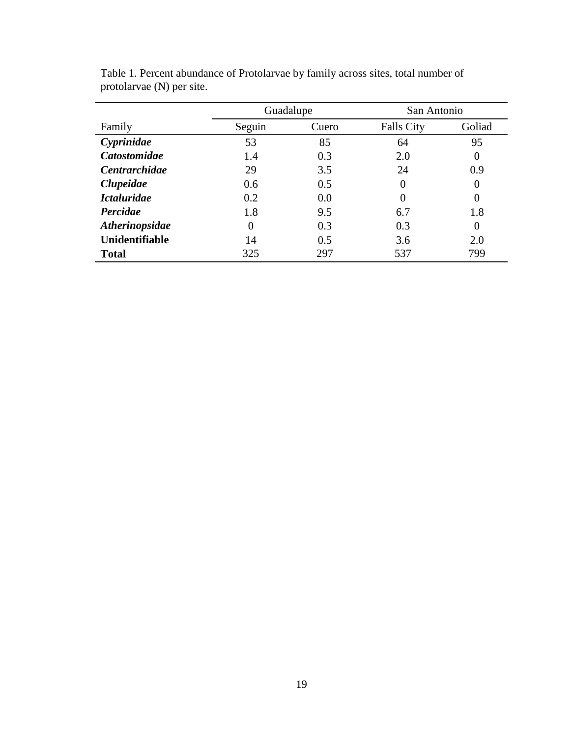Table 1. Percent abundance of Protolarvae by family across sites, total number of protolarvae (N) per site.

| | Guadalupe | | San Antonio | |
|---|---|---|---|---|
| Family | Seguin | Cuero | Falls City | Goliad |
| ***Cyprinidae*** | 53 | 85 | 64 | 95 |
| ***Catostomidae*** | 1.4 | 0.3 | 2.0 | 0 |
| ***Centrarchidae*** | 29 | 3.5 | 24 | 0.9 |
| ***Clupeidae*** | 0.6 | 0.5 | 0 | 0 |
| ***Ictaluridae*** | 0.2 | 0.0 | 0 | 0 |
| ***Percidae*** | 1.8 | 9.5 | 6.7 | 1.8 |
| ***Atherinopsidae*** | 0 | 0.3 | 0.3 | 0 |
| **Unidentifiable** | 14 | 0.5 | 3.6 | 2.0 |
| **Total** | 325 | 297 | 537 | 799 |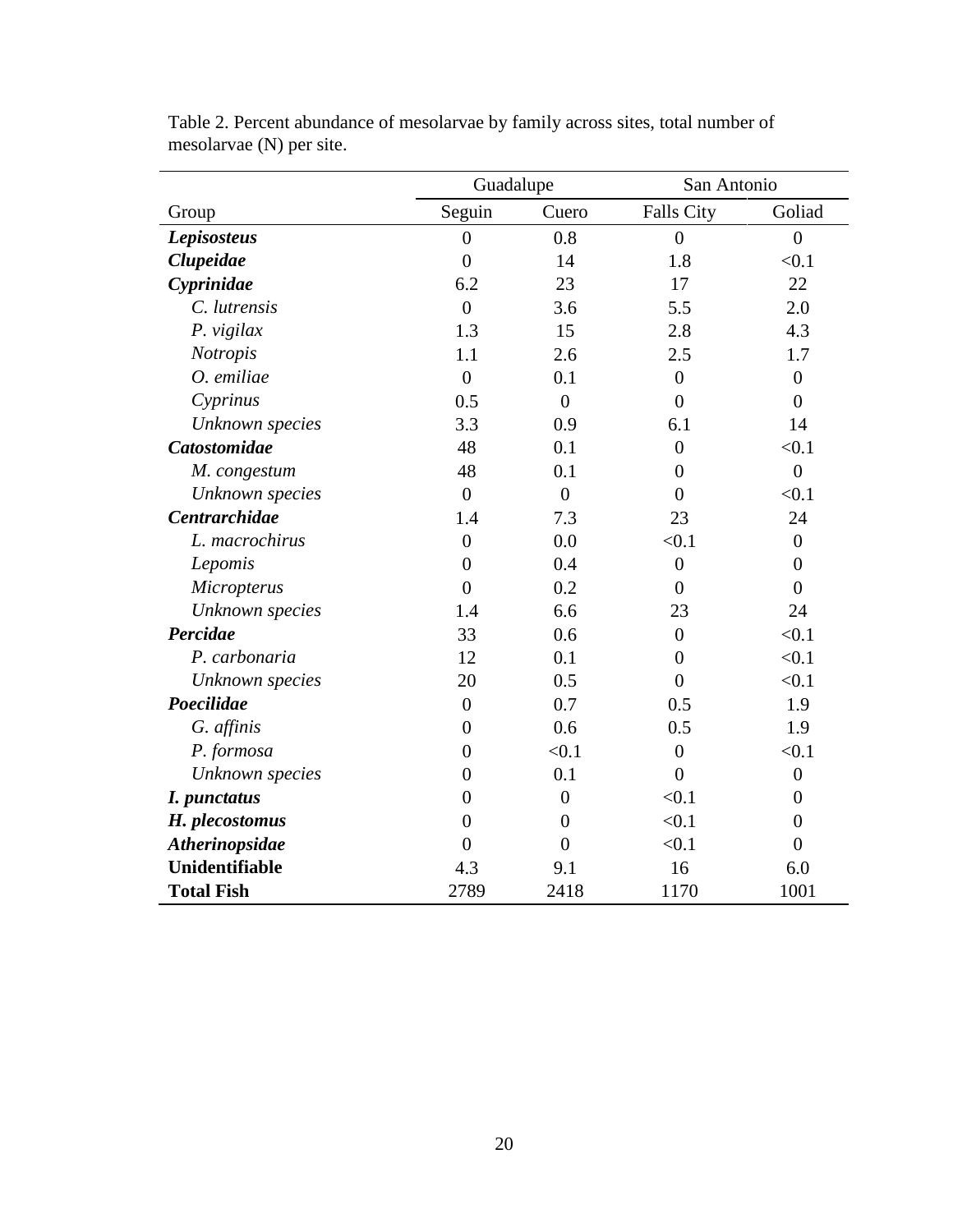Table 2. Percent abundance of mesolarvae by family across sites, total number of mesolarvae (N) per site.

| | Guadalupe | | San Antonio | |
|---|---|---|---|---|
| Group | Seguin | Cuero | Falls City | Goliad |
| ***Lepisosteus*** | 0 | 0.8 | 0 | 0 |
| ***Clupeidae*** | 0 | 14 | 1.8 | <0.1 |
| ***Cyprinidae*** | 6.2 | 23 | 17 | 22 |
| *C. lutrensis* | 0 | 3.6 | 5.5 | 2.0 |
| *P. vigilax* | 1.3 | 15 | 2.8 | 4.3 |
| *Notropis* | 1.1 | 2.6 | 2.5 | 1.7 |
| *O. emiliae* | 0 | 0.1 | 0 | 0 |
| *Cyprinus* | 0.5 | 0 | 0 | 0 |
| *Unknown species* | 3.3 | 0.9 | 6.1 | 14 |
| ***Catostomidae*** | 48 | 0.1 | 0 | <0.1 |
| *M. congestum* | 48 | 0.1 | 0 | 0 |
| *Unknown species* | 0 | 0 | 0 | <0.1 |
| ***Centrarchidae*** | 1.4 | 7.3 | 23 | 24 |
| *L. macrochirus* | 0 | 0.0 | <0.1 | 0 |
| *Lepomis* | 0 | 0.4 | 0 | 0 |
| *Micropterus* | 0 | 0.2 | 0 | 0 |
| *Unknown species* | 1.4 | 6.6 | 23 | 24 |
| ***Percidae*** | 33 | 0.6 | 0 | <0.1 |
| *P. carbonaria* | 12 | 0.1 | 0 | <0.1 |
| *Unknown species* | 20 | 0.5 | 0 | <0.1 |
| ***Poecilidae*** | 0 | 0.7 | 0.5 | 1.9 |
| *G. affinis* | 0 | 0.6 | 0.5 | 1.9 |
| *P. formosa* | 0 | <0.1 | 0 | <0.1 |
| *Unknown species* | 0 | 0.1 | 0 | 0 |
| ***I. punctatus*** | 0 | 0 | <0.1 | 0 |
| ***H. plecostomus*** | 0 | 0 | <0.1 | 0 |
| ***Atherinopsidae*** | 0 | 0 | <0.1 | 0 |
| **Unidentifiable** | 4.3 | 9.1 | 16 | 6.0 |
| **Total Fish** | 2789 | 2418 | 1170 | 1001 |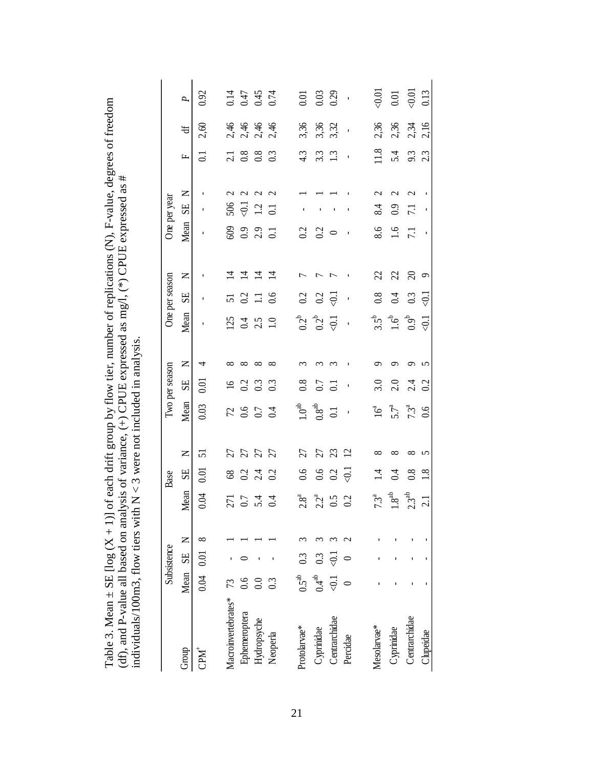Table 3. Mean ± SE [log (X + 1)] of each drift group by flow tier, number of replications (N), F-value, degrees of freedom (df), and P-value all based on analysis of variance, (+) CPUE expressed as mg/l, (*) CPUE expressed as # individuals/100m3, flow tiers with N < 3 were not included in analysis.

| Group | Subsistence | | | Base | | | Two per season | | | One per season | | | One per year | | | | | |
|---|---|---|---|---|---|---|---|---|---|---|---|---|---|---|---|---|---|---|
| | Mean | SE | N | Mean | SE | N | Mean | SE | N | Mean | SE | N | Mean | SE | N | F | df | *P* |
| CPM[+] | 0.04 | 0.01 | 8 | 0.04 | 0.01 | 51 | 0.03 | 0.01 | 4 | - | - | - | - | - | - | 0.1 | 2,60 | 0.92 |
| Macroinvertebrates* | 73 | - | 1 | 271 | 68 | 27 | 72 | 16 | 8 | 125 | 51 | 14 | 609 | 506 | 2 | 2.1 | 2,46 | 0.14 |
| Ephemeroptera | 0.6 | 0 | 1 | 0.7 | 0.2 | 27 | 0.6 | 0.2 | 8 | 0.4 | 0.2 | 14 | 0.9 | <0.1 | 2 | 0.8 | 2,46 | 0.47 |
| Hydropsyche | 0.0 | - | 1 | 5.4 | 2.4 | 27 | 0.7 | 0.3 | 8 | 2.5 | 1.1 | 14 | 2.9 | 1.2 | 2 | 0.8 | 2,46 | 0.45 |
| Neoperla | 0.3 | - | 1 | 0.4 | 0.2 | 27 | 0.4 | 0.3 | 8 | 1.0 | 0.6 | 14 | 0.1 | 0.1 | 2 | 0.3 | 2,46 | 0.74 |
| Protolarvae* | 0.5[ab] | 0.3 | 3 | 2.8[a] | 0.6 | 27 | 1.0[ab] | 0.8 | 3 | 0.2[b] | 0.2 | 7 | 0.2 | - | 1 | 4.3 | 3,36 | 0.01 |
| Cyprinidae | 0.4[ab] | 0.3 | 3 | 2.2[a] | 0.6 | 27 | 0.8[ab] | 0.7 | 3 | 0.2[b] | 0.2 | 7 | 0.2 | - | 1 | 3.3 | 3,36 | 0.03 |
| Centrarchidae | <0.1 | <0.1 | 3 | 0.5 | 0.2 | 23 | 0.1 | 0.1 | 3 | <0.1 | <0.1 | 7 | 0 | - | 1 | 1.3 | 3,32 | 0.29 |
| Percidae | 0 | 0 | 2 | 0.2 | <0.1 | 12 | - | - | - | - | - | - | - | - | - | - | - | - |
| Mesolarvae* | - | - | - | 7.3[a] | 1.4 | 8 | 16[a] | 3.0 | 9 | 3.5[b] | 0.8 | 22 | 8.6 | 8.4 | 2 | 11.8 | 2,36 | <0.01 |
| Cyprinidae | - | - | - | 1.8[ab] | 0.4 | 8 | 5.7[a] | 2.0 | 9 | 1.6[b] | 0.4 | 22 | 1.6 | 0.9 | 2 | 5.4 | 2,36 | 0.01 |
| Centrarchidae | - | - | - | 2.3[ab] | 0.8 | 8 | 7.3[a] | 2.4 | 9 | 0.9[b] | 0.3 | 20 | 7.1 | 7.1 | 2 | 9.3 | 2,34 | <0.01 |
| Clupeidae | - | - | - | 2.1 | 1.8 | 5 | 0.6 | 0.2 | 5 | <0.1 | <0.1 | 9 | - | - | - | 2.3 | 2,16 | 0.13 |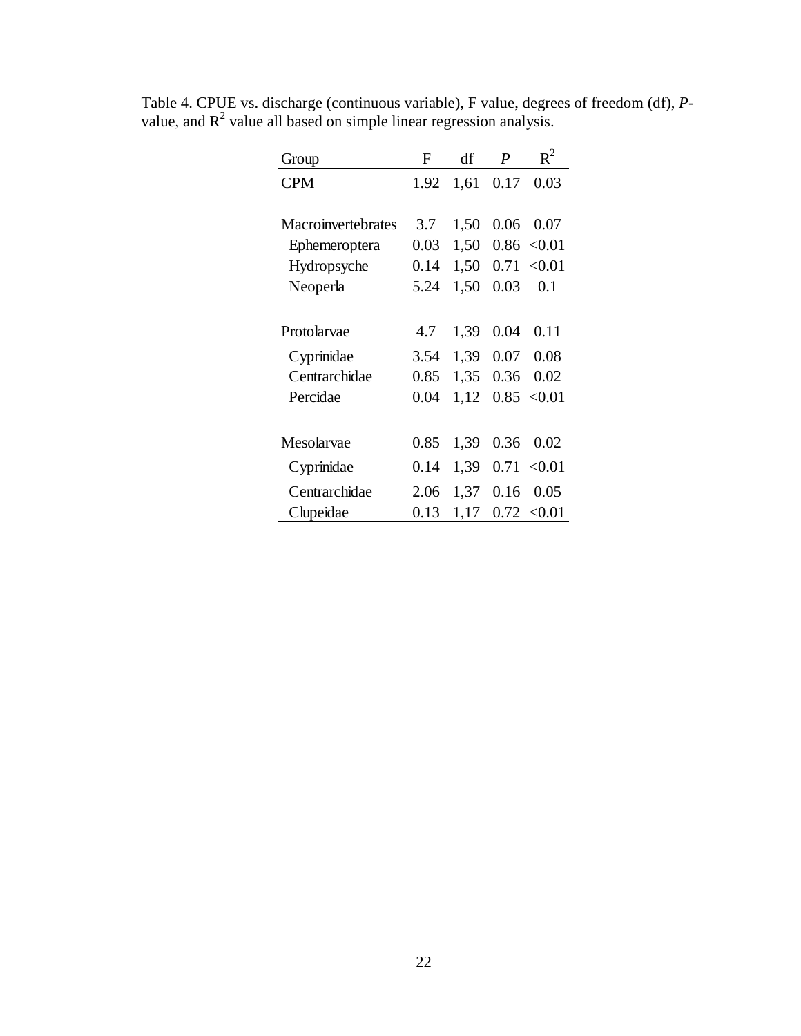Table 4. CPUE vs. discharge (continuous variable), F value, degrees of freedom (df), *P*-value, and $R^2$ value all based on simple linear regression analysis.

| Group | F | df | *P* | $R^2$ |
|---|---|---|---|---|
| CPM | 1.92 | 1,61 | 0.17 | 0.03 |
| | | | | |
| Macroinvertebrates | 3.7 | 1,50 | 0.06 | 0.07 |
| Ephemeroptera | 0.03 | 1,50 | 0.86 | <0.01 |
| Hydropsyche | 0.14 | 1,50 | 0.71 | <0.01 |
| Neoperla | 5.24 | 1,50 | 0.03 | 0.1 |
| | | | | |
| Protolarvae | 4.7 | 1,39 | 0.04 | 0.11 |
| Cyprinidae | 3.54 | 1,39 | 0.07 | 0.08 |
| Centrarchidae | 0.85 | 1,35 | 0.36 | 0.02 |
| Percidae | 0.04 | 1,12 | 0.85 | <0.01 |
| | | | | |
| Mesolarvae | 0.85 | 1,39 | 0.36 | 0.02 |
| Cyprinidae | 0.14 | 1,39 | 0.71 | <0.01 |
| Centrarchidae | 2.06 | 1,37 | 0.16 | 0.05 |
| Clupeidae | 0.13 | 1,17 | 0.72 | <0.01 |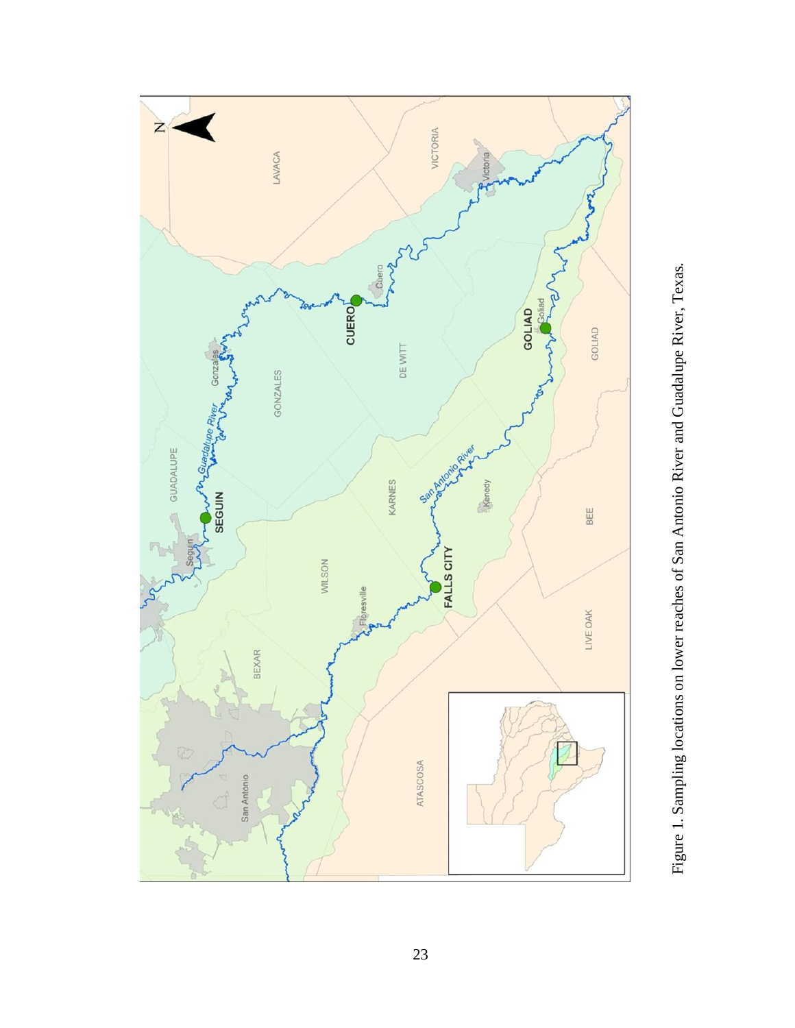Figure 1. Sampling locations on lower reaches of San Antonio River and Guadalupe River, Texas.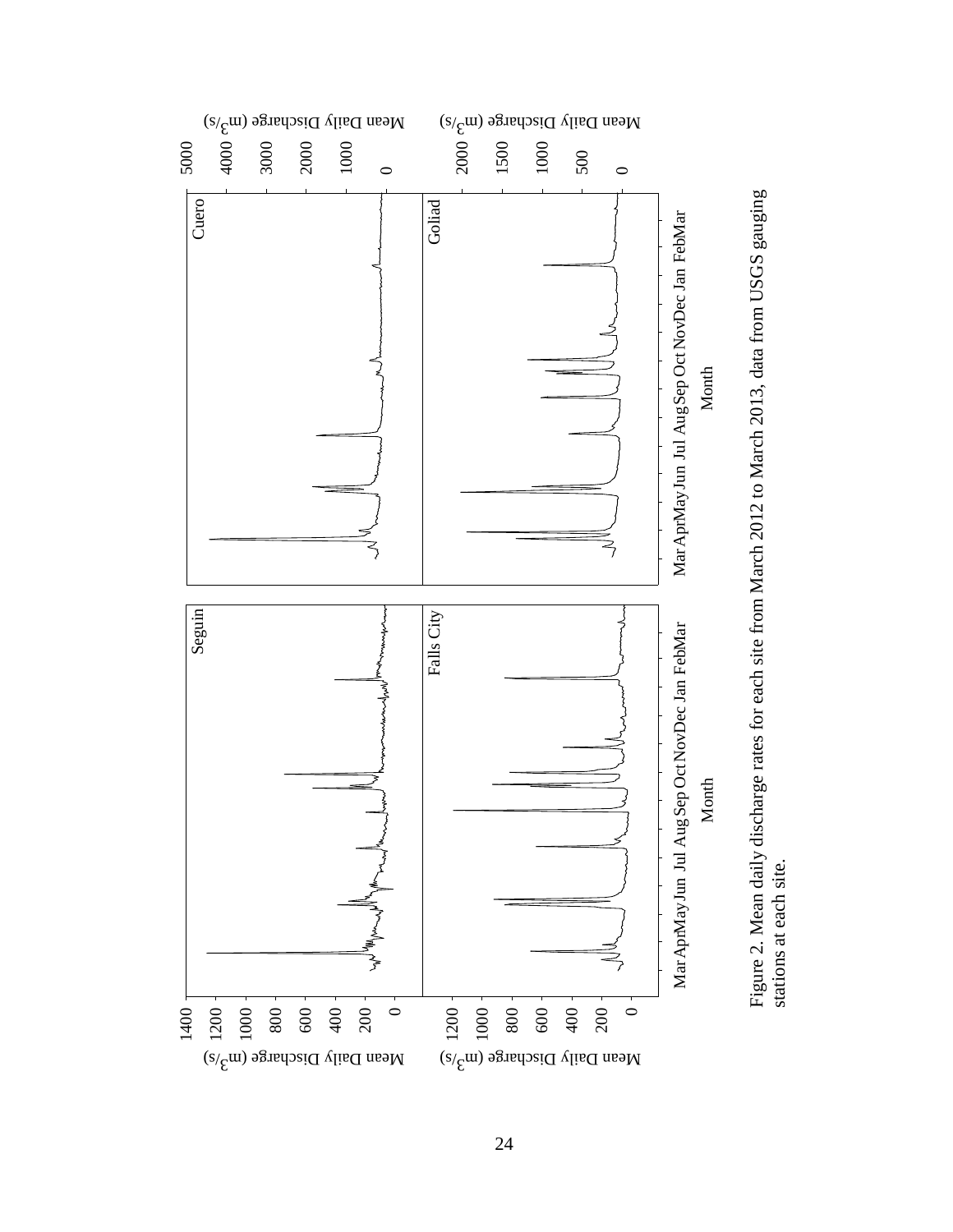Figure 2. Mean daily discharge rates for each site from March 2012 to March 2013, data from USGS gauging stations at each site.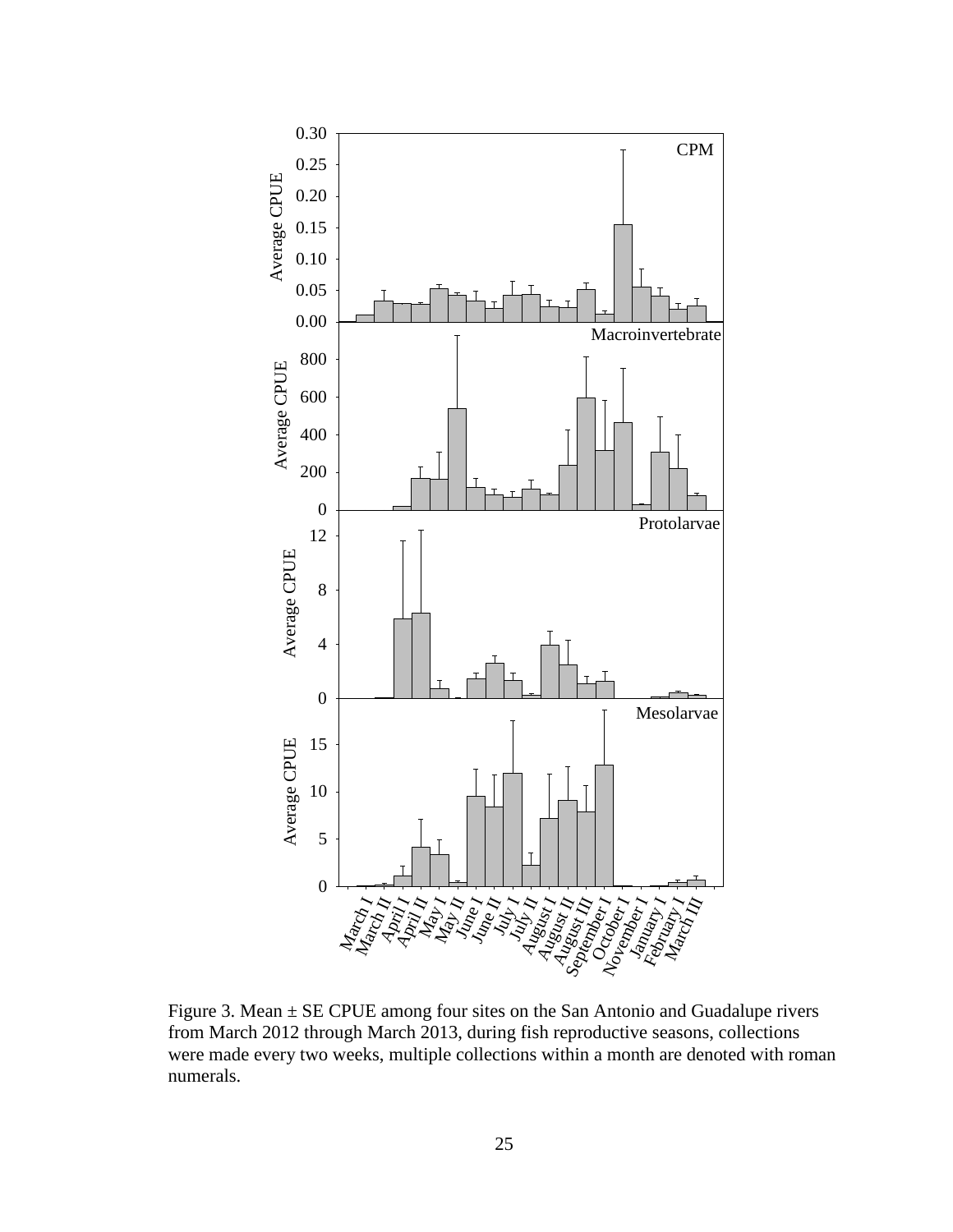Figure 3. Mean ± SE CPUE among four sites on the San Antonio and Guadalupe rivers from March 2012 through March 2013, during fish reproductive seasons, collections were made every two weeks, multiple collections within a month are denoted with roman numerals.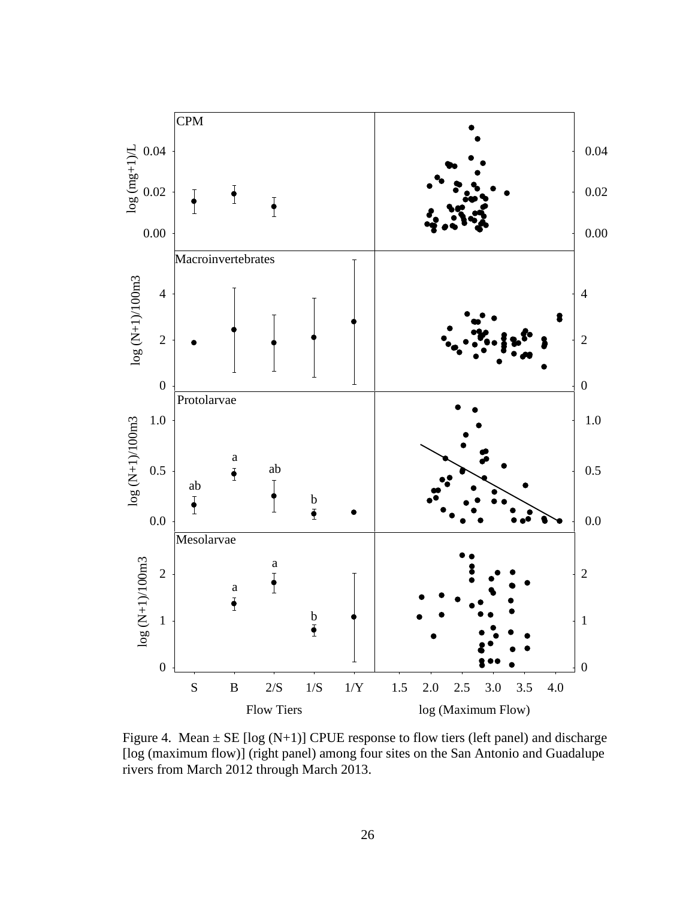Figure 4. Mean ± SE [log (N+1)] CPUE response to flow tiers (left panel) and discharge [log (maximum flow)] (right panel) among four sites on the San Antonio and Guadalupe rivers from March 2012 through March 2013.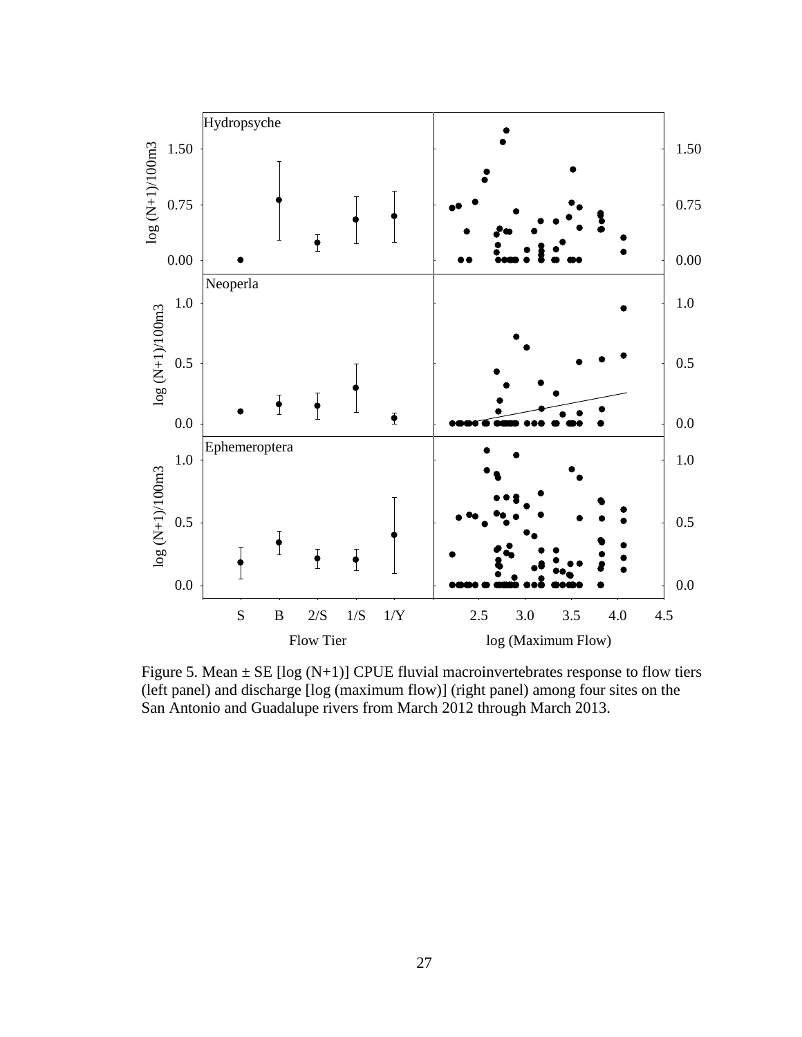Figure 5. Mean ± SE [log (N+1)] CPUE fluvial macroinvertebrates response to flow tiers (left panel) and discharge [log (maximum flow)] (right panel) among four sites on the San Antonio and Guadalupe rivers from March 2012 through March 2013.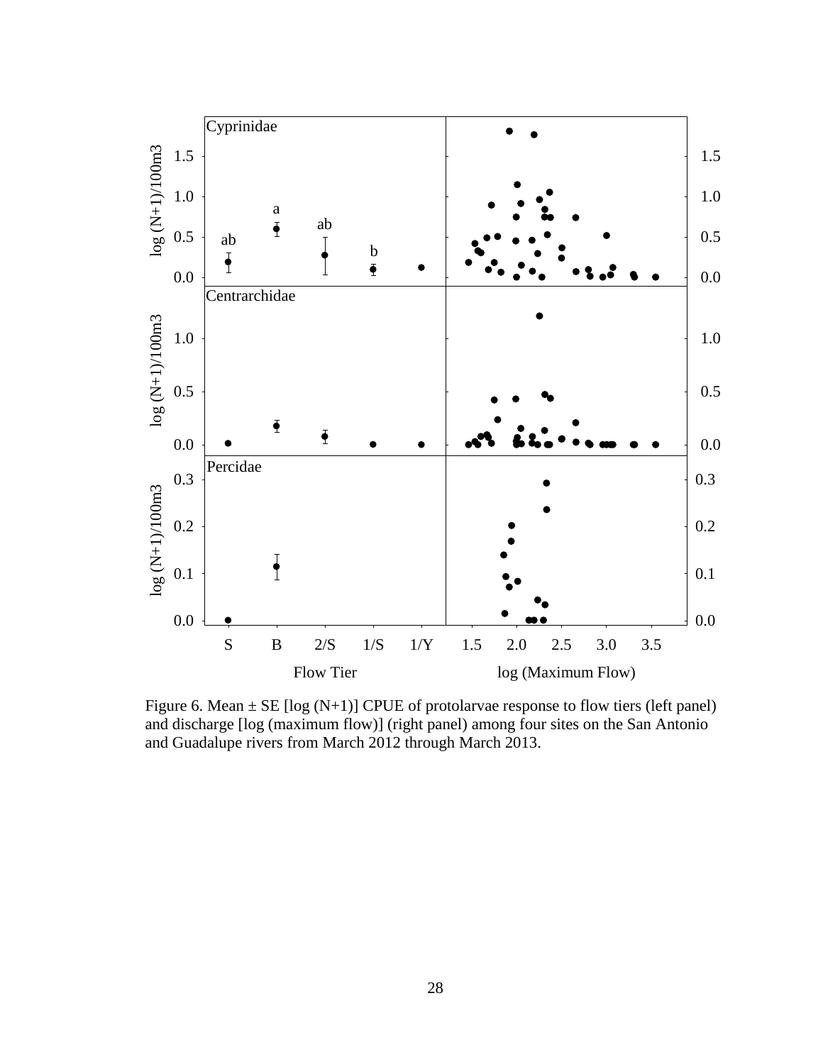Figure 6. Mean ± SE [log (N+1)] CPUE of protolarvae response to flow tiers (left panel) and discharge [log (maximum flow)] (right panel) among four sites on the San Antonio and Guadalupe rivers from March 2012 through March 2013.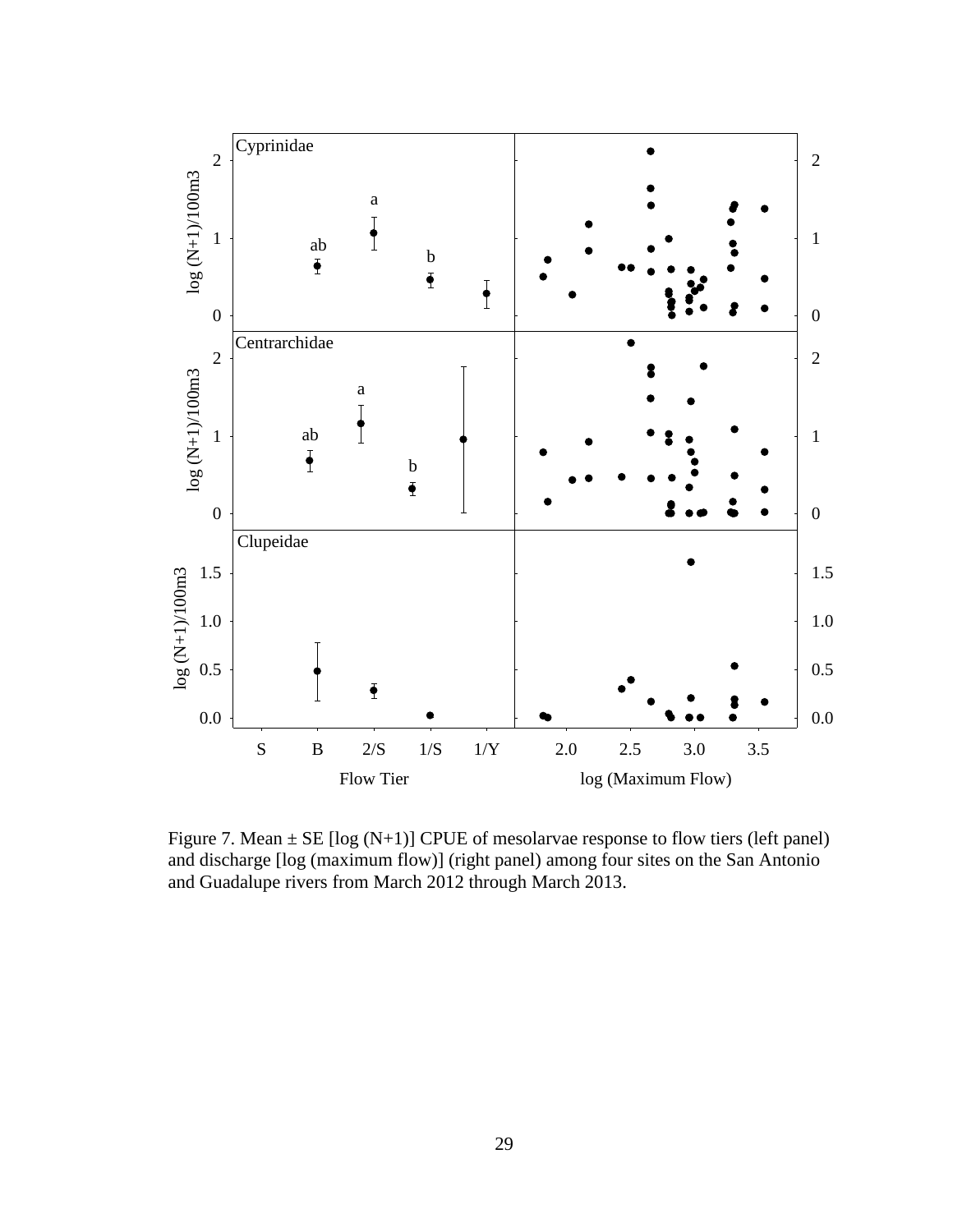Figure 7. Mean ± SE [log (N+1)] CPUE of mesolarvae response to flow tiers (left panel) and discharge [log (maximum flow)] (right panel) among four sites on the San Antonio and Guadalupe rivers from March 2012 through March 2013.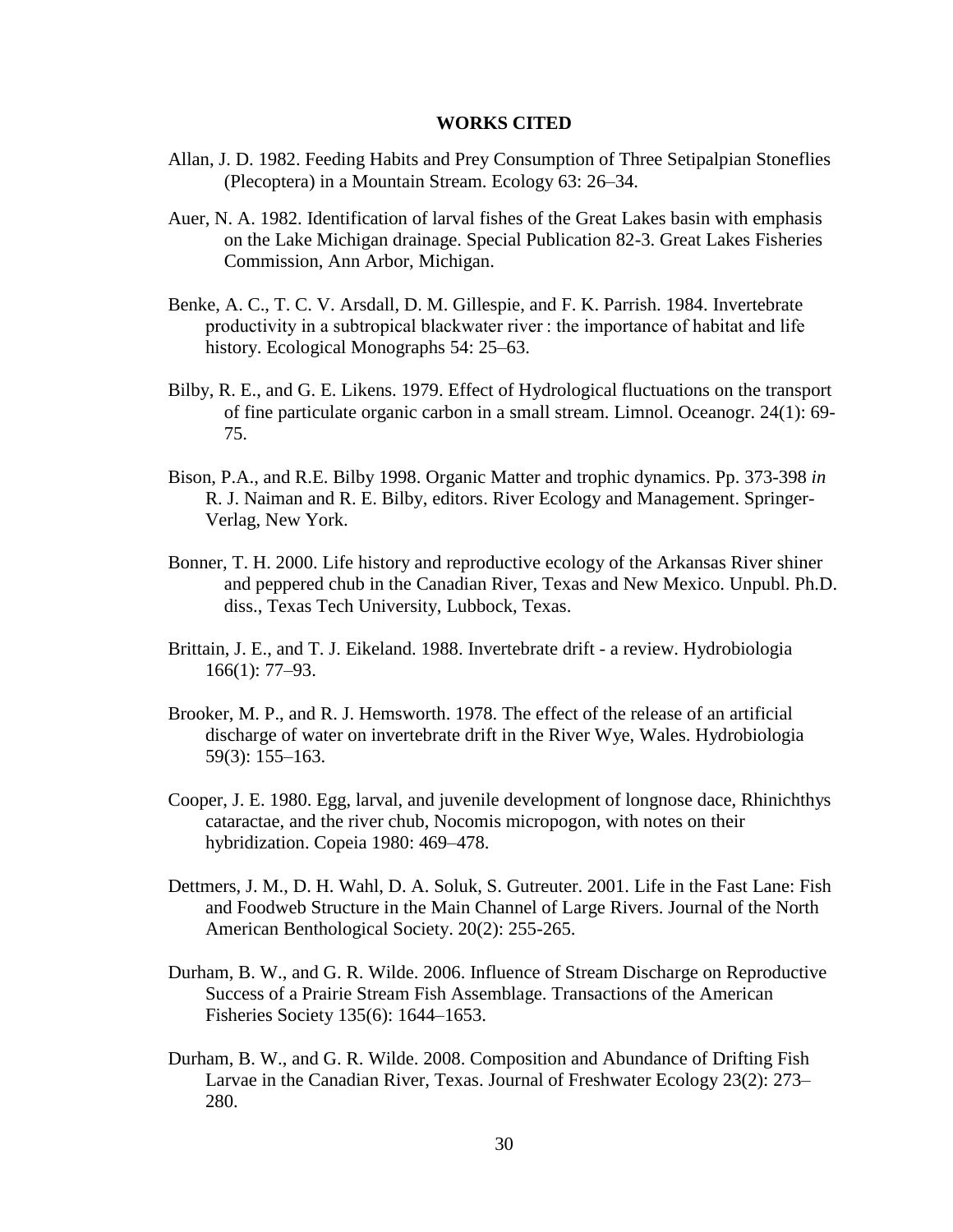## WORKS CITED

Allan, J. D. 1982. Feeding Habits and Prey Consumption of Three Setipalpian Stoneflies (Plecoptera) in a Mountain Stream. Ecology 63: 26–34.

Auer, N. A. 1982. Identification of larval fishes of the Great Lakes basin with emphasis on the Lake Michigan drainage. Special Publication 82-3. Great Lakes Fisheries Commission, Ann Arbor, Michigan.

Benke, A. C., T. C. V. Arsdall, D. M. Gillespie, and F. K. Parrish. 1984. Invertebrate productivity in a subtropical blackwater river : the importance of habitat and life history. Ecological Monographs 54: 25–63.

Bilby, R. E., and G. E. Likens. 1979. Effect of Hydrological fluctuations on the transport of fine particulate organic carbon in a small stream. Limnol. Oceanogr. 24(1): 69-75.

Bison, P.A., and R.E. Bilby 1998. Organic Matter and trophic dynamics. Pp. 373-398 *in* R. J. Naiman and R. E. Bilby, editors. River Ecology and Management. Springer-Verlag, New York.

Bonner, T. H. 2000. Life history and reproductive ecology of the Arkansas River shiner and peppered chub in the Canadian River, Texas and New Mexico. Unpubl. Ph.D. diss., Texas Tech University, Lubbock, Texas.

Brittain, J. E., and T. J. Eikeland. 1988. Invertebrate drift - a review. Hydrobiologia 166(1): 77–93.

Brooker, M. P., and R. J. Hemsworth. 1978. The effect of the release of an artificial discharge of water on invertebrate drift in the River Wye, Wales. Hydrobiologia 59(3): 155–163.

Cooper, J. E. 1980. Egg, larval, and juvenile development of longnose dace, Rhinichthys cataractae, and the river chub, Nocomis micropogon, with notes on their hybridization. Copeia 1980: 469–478.

Dettmers, J. M., D. H. Wahl, D. A. Soluk, S. Gutreuter. 2001. Life in the Fast Lane: Fish and Foodweb Structure in the Main Channel of Large Rivers. Journal of the North American Benthological Society. 20(2): 255-265.

Durham, B. W., and G. R. Wilde. 2006. Influence of Stream Discharge on Reproductive Success of a Prairie Stream Fish Assemblage. Transactions of the American Fisheries Society 135(6): 1644–1653.

Durham, B. W., and G. R. Wilde. 2008. Composition and Abundance of Drifting Fish Larvae in the Canadian River, Texas. Journal of Freshwater Ecology 23(2): 273–280.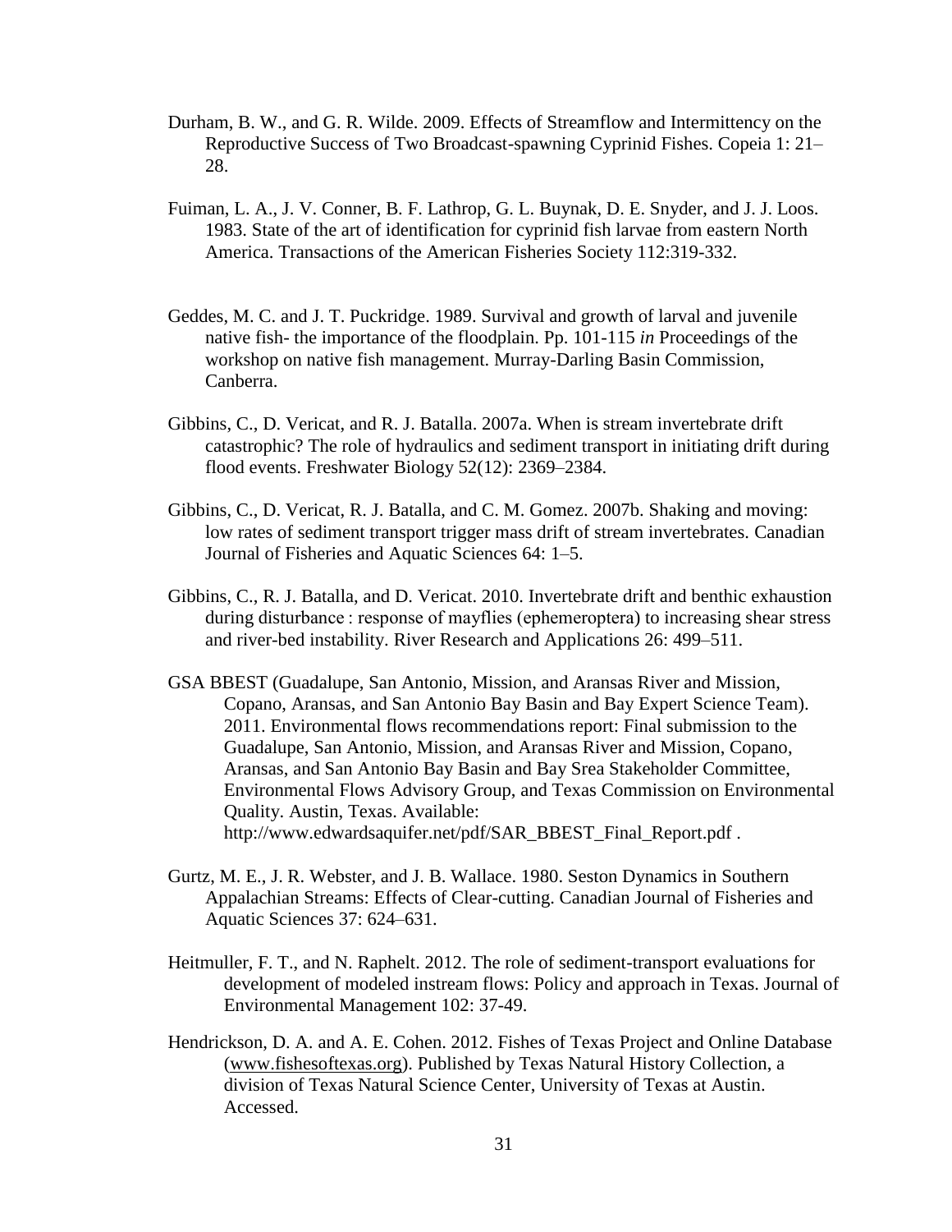Durham, B. W., and G. R. Wilde. 2009. Effects of Streamflow and Intermittency on the Reproductive Success of Two Broadcast-spawning Cyprinid Fishes. Copeia 1: 21–28.

Fuiman, L. A., J. V. Conner, B. F. Lathrop, G. L. Buynak, D. E. Snyder, and J. J. Loos. 1983. State of the art of identification for cyprinid fish larvae from eastern North America. Transactions of the American Fisheries Society 112:319-332.

Geddes, M. C. and J. T. Puckridge. 1989. Survival and growth of larval and juvenile native fish- the importance of the floodplain. Pp. 101-115 *in* Proceedings of the workshop on native fish management. Murray-Darling Basin Commission, Canberra.

Gibbins, C., D. Vericat, and R. J. Batalla. 2007a. When is stream invertebrate drift catastrophic? The role of hydraulics and sediment transport in initiating drift during flood events. Freshwater Biology 52(12): 2369–2384.

Gibbins, C., D. Vericat, R. J. Batalla, and C. M. Gomez. 2007b. Shaking and moving: low rates of sediment transport trigger mass drift of stream invertebrates. Canadian Journal of Fisheries and Aquatic Sciences 64: 1–5.

Gibbins, C., R. J. Batalla, and D. Vericat. 2010. Invertebrate drift and benthic exhaustion during disturbance : response of mayflies (ephemeroptera) to increasing shear stress and river-bed instability. River Research and Applications 26: 499–511.

GSA BBEST (Guadalupe, San Antonio, Mission, and Aransas River and Mission, Copano, Aransas, and San Antonio Bay Basin and Bay Expert Science Team). 2011. Environmental flows recommendations report: Final submission to the Guadalupe, San Antonio, Mission, and Aransas River and Mission, Copano, Aransas, and San Antonio Bay Basin and Bay Srea Stakeholder Committee, Environmental Flows Advisory Group, and Texas Commission on Environmental Quality. Austin, Texas. Available: http://www.edwardsaquifer.net/pdf/SAR_BBEST_Final_Report.pdf .

Gurtz, M. E., J. R. Webster, and J. B. Wallace. 1980. Seston Dynamics in Southern Appalachian Streams: Effects of Clear-cutting. Canadian Journal of Fisheries and Aquatic Sciences 37: 624–631.

Heitmuller, F. T., and N. Raphelt. 2012. The role of sediment-transport evaluations for development of modeled instream flows: Policy and approach in Texas. Journal of Environmental Management 102: 37-49.

Hendrickson, D. A. and A. E. Cohen. 2012. Fishes of Texas Project and Online Database (www.fishesoftexas.org). Published by Texas Natural History Collection, a division of Texas Natural Science Center, University of Texas at Austin. Accessed.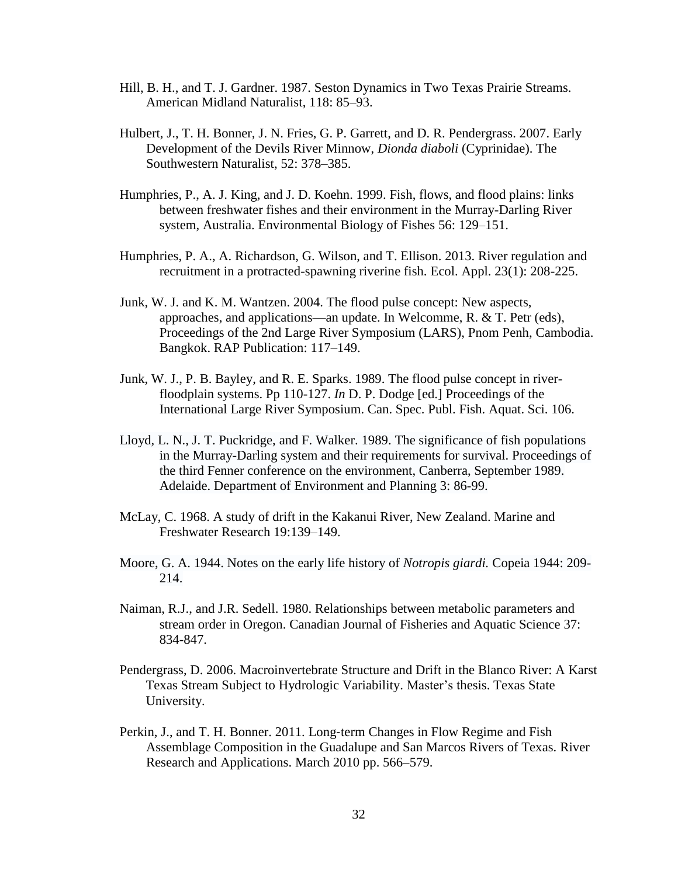Hill, B. H., and T. J. Gardner. 1987. Seston Dynamics in Two Texas Prairie Streams. American Midland Naturalist, 118: 85–93.

Hulbert, J., T. H. Bonner, J. N. Fries, G. P. Garrett, and D. R. Pendergrass. 2007. Early Development of the Devils River Minnow, *Dionda diaboli* (Cyprinidae). The Southwestern Naturalist, 52: 378–385.

Humphries, P., A. J. King, and J. D. Koehn. 1999. Fish, flows, and flood plains: links between freshwater fishes and their environment in the Murray-Darling River system, Australia. Environmental Biology of Fishes 56: 129–151.

Humphries, P. A., A. Richardson, G. Wilson, and T. Ellison. 2013. River regulation and recruitment in a protracted-spawning riverine fish. Ecol. Appl. 23(1): 208-225.

Junk, W. J. and K. M. Wantzen. 2004. The flood pulse concept: New aspects, approaches, and applications—an update. In Welcomme, R. & T. Petr (eds), Proceedings of the 2nd Large River Symposium (LARS), Pnom Penh, Cambodia. Bangkok. RAP Publication: 117–149.

Junk, W. J., P. B. Bayley, and R. E. Sparks. 1989. The flood pulse concept in river-floodplain systems. Pp 110-127. *In* D. P. Dodge [ed.] Proceedings of the International Large River Symposium. Can. Spec. Publ. Fish. Aquat. Sci. 106.

Lloyd, L. N., J. T. Puckridge, and F. Walker. 1989. The significance of fish populations in the Murray-Darling system and their requirements for survival. Proceedings of the third Fenner conference on the environment, Canberra, September 1989. Adelaide. Department of Environment and Planning 3: 86-99.

McLay, C. 1968. A study of drift in the Kakanui River, New Zealand. Marine and Freshwater Research 19:139–149.

Moore, G. A. 1944. Notes on the early life history of *Notropis giardi.* Copeia 1944: 209-214.

Naiman, R.J., and J.R. Sedell. 1980. Relationships between metabolic parameters and stream order in Oregon. Canadian Journal of Fisheries and Aquatic Science 37: 834-847.

Pendergrass, D. 2006. Macroinvertebrate Structure and Drift in the Blanco River: A Karst Texas Stream Subject to Hydrologic Variability. Master's thesis. Texas State University.

Perkin, J., and T. H. Bonner. 2011. Long-term Changes in Flow Regime and Fish Assemblage Composition in the Guadalupe and San Marcos Rivers of Texas. River Research and Applications. March 2010 pp. 566–579.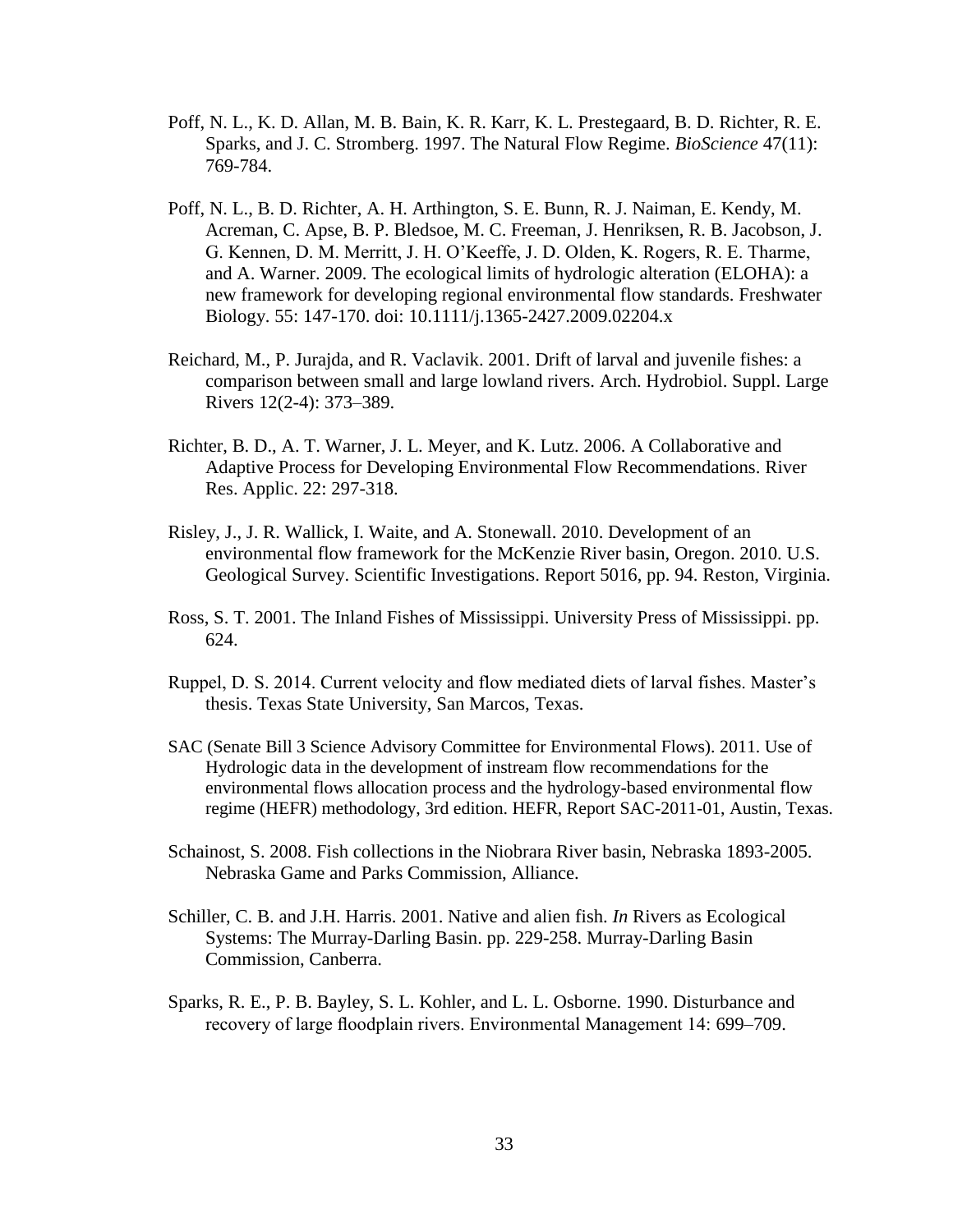Poff, N. L., K. D. Allan, M. B. Bain, K. R. Karr, K. L. Prestegaard, B. D. Richter, R. E. Sparks, and J. C. Stromberg. 1997. The Natural Flow Regime. *BioScience* 47(11): 769-784.

Poff, N. L., B. D. Richter, A. H. Arthington, S. E. Bunn, R. J. Naiman, E. Kendy, M. Acreman, C. Apse, B. P. Bledsoe, M. C. Freeman, J. Henriksen, R. B. Jacobson, J. G. Kennen, D. M. Merritt, J. H. O'Keeffe, J. D. Olden, K. Rogers, R. E. Tharme, and A. Warner. 2009. The ecological limits of hydrologic alteration (ELOHA): a new framework for developing regional environmental flow standards. Freshwater Biology. 55: 147-170. doi: 10.1111/j.1365-2427.2009.02204.x

Reichard, M., P. Jurajda, and R. Vaclavik. 2001. Drift of larval and juvenile fishes: a comparison between small and large lowland rivers. Arch. Hydrobiol. Suppl. Large Rivers 12(2-4): 373–389.

Richter, B. D., A. T. Warner, J. L. Meyer, and K. Lutz. 2006. A Collaborative and Adaptive Process for Developing Environmental Flow Recommendations. River Res. Applic. 22: 297-318.

Risley, J., J. R. Wallick, I. Waite, and A. Stonewall. 2010. Development of an environmental flow framework for the McKenzie River basin, Oregon. 2010. U.S. Geological Survey. Scientific Investigations. Report 5016, pp. 94. Reston, Virginia.

Ross, S. T. 2001. The Inland Fishes of Mississippi. University Press of Mississippi. pp. 624.

Ruppel, D. S. 2014. Current velocity and flow mediated diets of larval fishes. Master's thesis. Texas State University, San Marcos, Texas.

SAC (Senate Bill 3 Science Advisory Committee for Environmental Flows). 2011. Use of Hydrologic data in the development of instream flow recommendations for the environmental flows allocation process and the hydrology-based environmental flow regime (HEFR) methodology, 3rd edition. HEFR, Report SAC-2011-01, Austin, Texas.

Schainost, S. 2008. Fish collections in the Niobrara River basin, Nebraska 1893-2005. Nebraska Game and Parks Commission, Alliance.

Schiller, C. B. and J.H. Harris. 2001. Native and alien fish. *In* Rivers as Ecological Systems: The Murray-Darling Basin. pp. 229-258. Murray-Darling Basin Commission, Canberra.

Sparks, R. E., P. B. Bayley, S. L. Kohler, and L. L. Osborne. 1990. Disturbance and recovery of large floodplain rivers. Environmental Management 14: 699–709.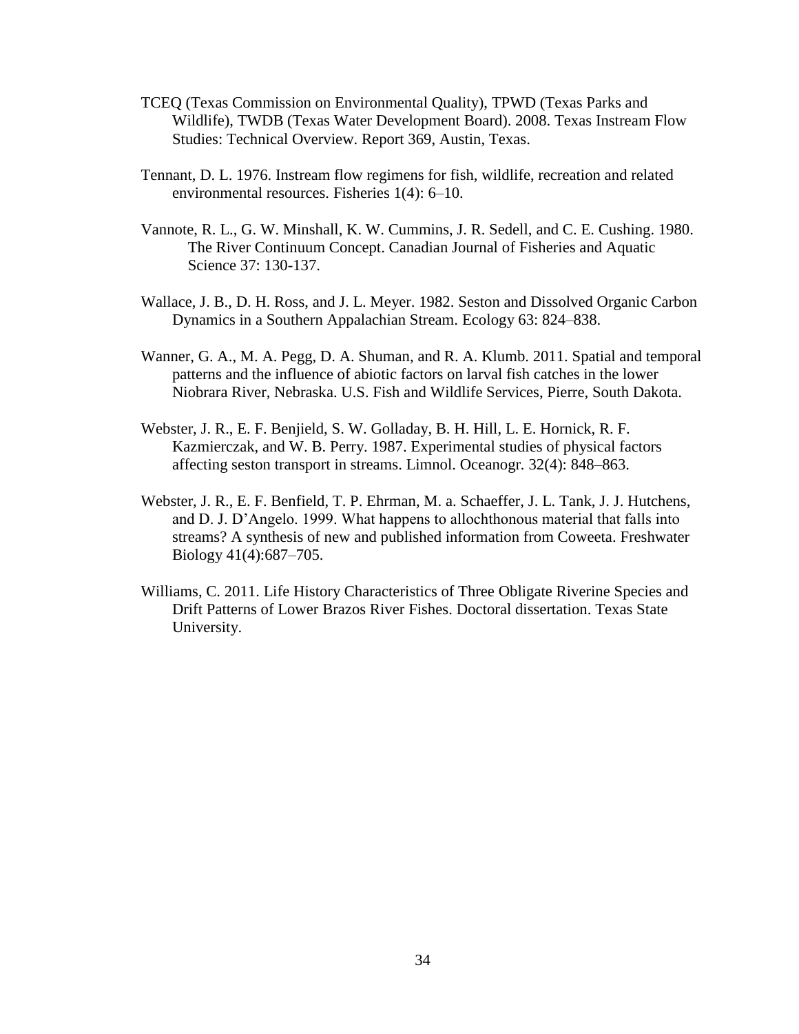TCEQ (Texas Commission on Environmental Quality), TPWD (Texas Parks and Wildlife), TWDB (Texas Water Development Board). 2008. Texas Instream Flow Studies: Technical Overview. Report 369, Austin, Texas.

Tennant, D. L. 1976. Instream flow regimens for fish, wildlife, recreation and related environmental resources. Fisheries 1(4): 6–10.

Vannote, R. L., G. W. Minshall, K. W. Cummins, J. R. Sedell, and C. E. Cushing. 1980. The River Continuum Concept. Canadian Journal of Fisheries and Aquatic Science 37: 130-137.

Wallace, J. B., D. H. Ross, and J. L. Meyer. 1982. Seston and Dissolved Organic Carbon Dynamics in a Southern Appalachian Stream. Ecology 63: 824–838.

Wanner, G. A., M. A. Pegg, D. A. Shuman, and R. A. Klumb. 2011. Spatial and temporal patterns and the influence of abiotic factors on larval fish catches in the lower Niobrara River, Nebraska. U.S. Fish and Wildlife Services, Pierre, South Dakota.

Webster, J. R., E. F. Benjield, S. W. Golladay, B. H. Hill, L. E. Hornick, R. F. Kazmierczak, and W. B. Perry. 1987. Experimental studies of physical factors affecting seston transport in streams. Limnol. Oceanogr. 32(4): 848–863.

Webster, J. R., E. F. Benfield, T. P. Ehrman, M. a. Schaeffer, J. L. Tank, J. J. Hutchens, and D. J. D'Angelo. 1999. What happens to allochthonous material that falls into streams? A synthesis of new and published information from Coweeta. Freshwater Biology 41(4):687–705.

Williams, C. 2011. Life History Characteristics of Three Obligate Riverine Species and Drift Patterns of Lower Brazos River Fishes. Doctoral dissertation. Texas State University.